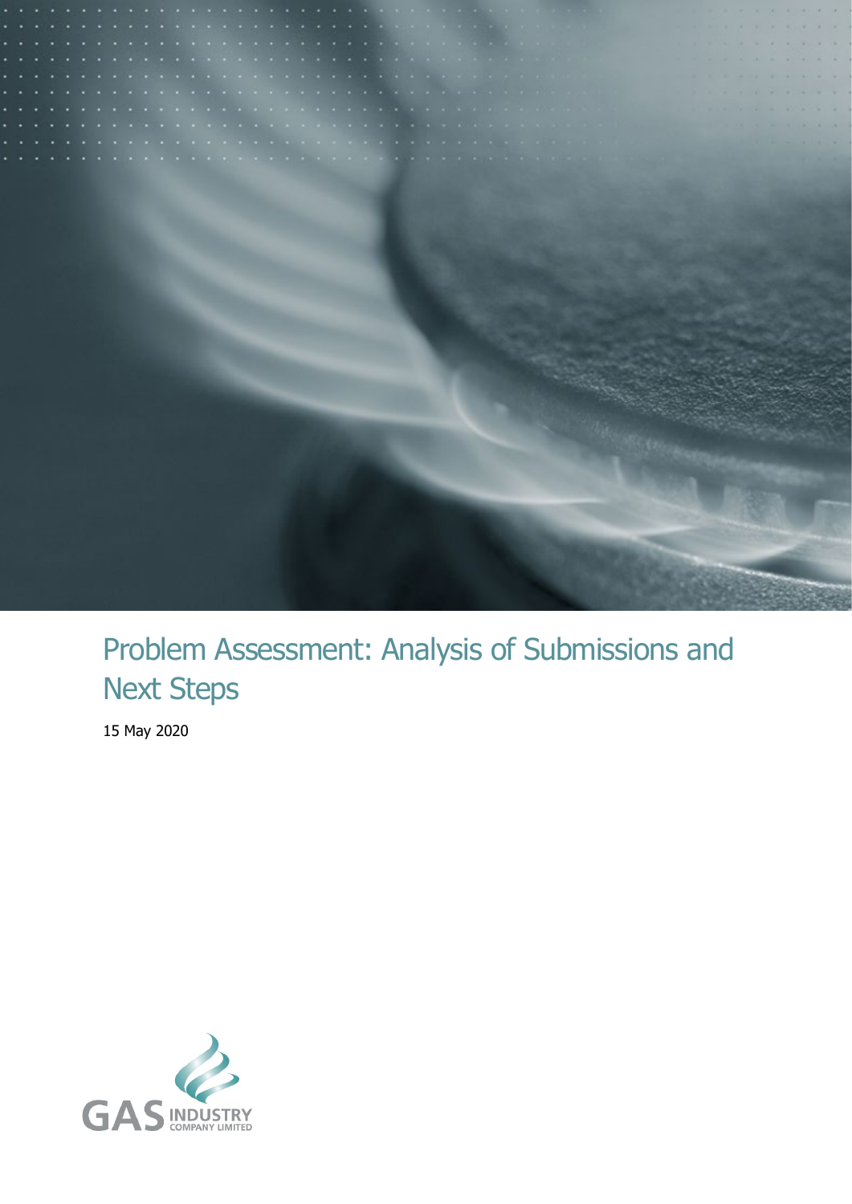# Problem Assessment: Analysis of Submissions and Next Steps

15 May 2020

GAS INDUSTRY COMPANY LIMITED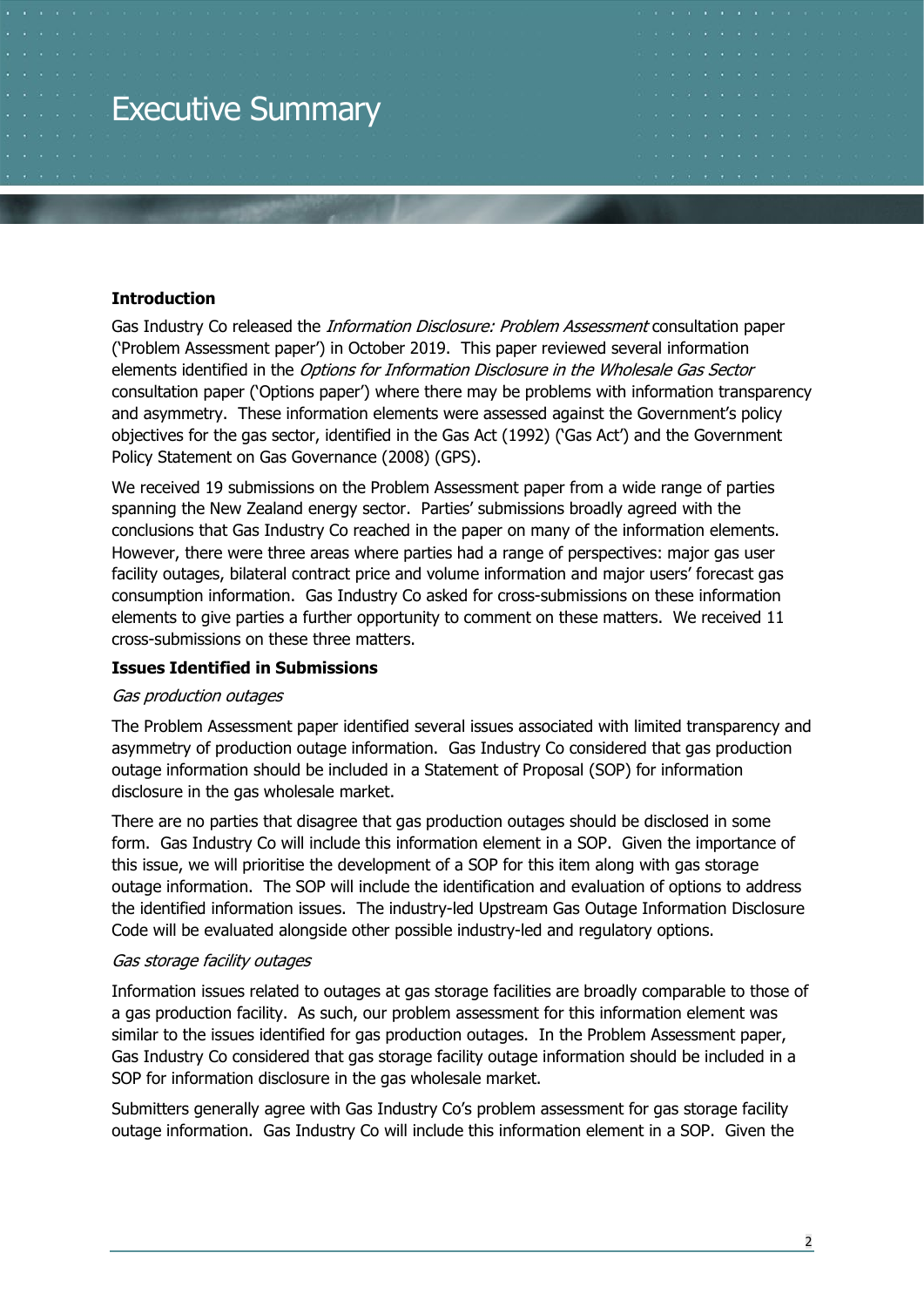# Executive Summary

**Introduction**

Gas Industry Co released the *Information Disclosure: Problem Assessment* consultation paper ('Problem Assessment paper') in October 2019. This paper reviewed several information elements identified in the *Options for Information Disclosure in the Wholesale Gas Sector* consultation paper ('Options paper') where there may be problems with information transparency and asymmetry. These information elements were assessed against the Government's policy objectives for the gas sector, identified in the Gas Act (1992) ('Gas Act') and the Government Policy Statement on Gas Governance (2008) (GPS).

We received 19 submissions on the Problem Assessment paper from a wide range of parties spanning the New Zealand energy sector. Parties' submissions broadly agreed with the conclusions that Gas Industry Co reached in the paper on many of the information elements. However, there were three areas where parties had a range of perspectives: major gas user facility outages, bilateral contract price and volume information and major users' forecast gas consumption information. Gas Industry Co asked for cross-submissions on these information elements to give parties a further opportunity to comment on these matters. We received 11 cross-submissions on these three matters.

**Issues Identified in Submissions**

*Gas production outages*

The Problem Assessment paper identified several issues associated with limited transparency and asymmetry of production outage information. Gas Industry Co considered that gas production outage information should be included in a Statement of Proposal (SOP) for information disclosure in the gas wholesale market.

There are no parties that disagree that gas production outages should be disclosed in some form. Gas Industry Co will include this information element in a SOP. Given the importance of this issue, we will prioritise the development of a SOP for this item along with gas storage outage information. The SOP will include the identification and evaluation of options to address the identified information issues. The industry-led Upstream Gas Outage Information Disclosure Code will be evaluated alongside other possible industry-led and regulatory options.

*Gas storage facility outages*

Information issues related to outages at gas storage facilities are broadly comparable to those of a gas production facility. As such, our problem assessment for this information element was similar to the issues identified for gas production outages. In the Problem Assessment paper, Gas Industry Co considered that gas storage facility outage information should be included in a SOP for information disclosure in the gas wholesale market.

Submitters generally agree with Gas Industry Co's problem assessment for gas storage facility outage information. Gas Industry Co will include this information element in a SOP. Given the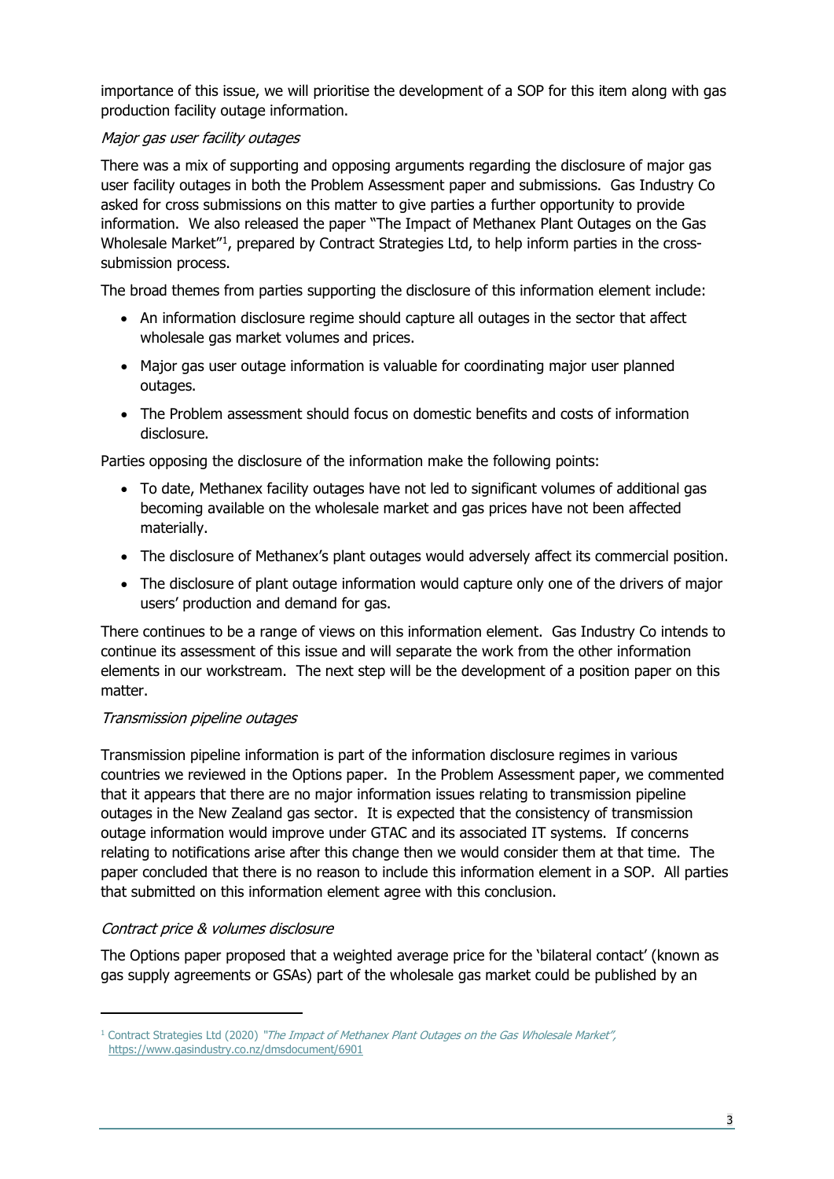importance of this issue, we will prioritise the development of a SOP for this item along with gas production facility outage information.

### *Major gas user facility outages*

There was a mix of supporting and opposing arguments regarding the disclosure of major gas user facility outages in both the Problem Assessment paper and submissions. Gas Industry Co asked for cross submissions on this matter to give parties a further opportunity to provide information. We also released the paper "The Impact of Methanex Plant Outages on the Gas Wholesale Market"[1], prepared by Contract Strategies Ltd, to help inform parties in the cross-submission process.

The broad themes from parties supporting the disclosure of this information element include:

- An information disclosure regime should capture all outages in the sector that affect wholesale gas market volumes and prices.
- Major gas user outage information is valuable for coordinating major user planned outages.
- The Problem assessment should focus on domestic benefits and costs of information disclosure.

Parties opposing the disclosure of the information make the following points:

- To date, Methanex facility outages have not led to significant volumes of additional gas becoming available on the wholesale market and gas prices have not been affected materially.
- The disclosure of Methanex's plant outages would adversely affect its commercial position.
- The disclosure of plant outage information would capture only one of the drivers of major users' production and demand for gas.

There continues to be a range of views on this information element. Gas Industry Co intends to continue its assessment of this issue and will separate the work from the other information elements in our workstream. The next step will be the development of a position paper on this matter.

### *Transmission pipeline outages*

Transmission pipeline information is part of the information disclosure regimes in various countries we reviewed in the Options paper. In the Problem Assessment paper, we commented that it appears that there are no major information issues relating to transmission pipeline outages in the New Zealand gas sector. It is expected that the consistency of transmission outage information would improve under GTAC and its associated IT systems. If concerns relating to notifications arise after this change then we would consider them at that time. The paper concluded that there is no reason to include this information element in a SOP. All parties that submitted on this information element agree with this conclusion.

### *Contract price & volumes disclosure*

The Options paper proposed that a weighted average price for the 'bilateral contact' (known as gas supply agreements or GSAs) part of the wholesale gas market could be published by an

---

[1] Contract Strategies Ltd (2020) *"The Impact of Methanex Plant Outages on the Gas Wholesale Market"*, https://www.gasindustry.co.nz/dmsdocument/6901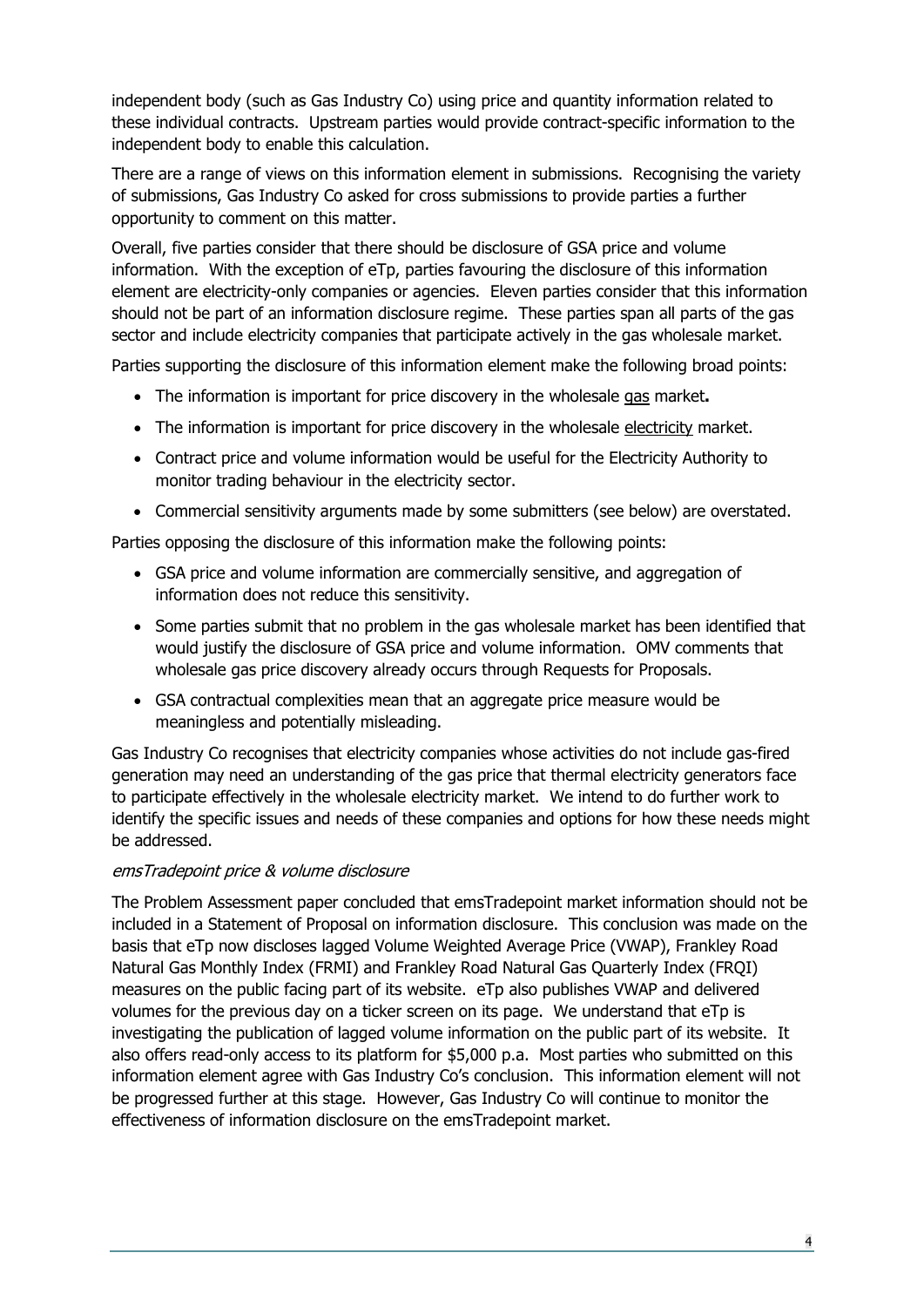independent body (such as Gas Industry Co) using price and quantity information related to these individual contracts. Upstream parties would provide contract-specific information to the independent body to enable this calculation.

There are a range of views on this information element in submissions. Recognising the variety of submissions, Gas Industry Co asked for cross submissions to provide parties a further opportunity to comment on this matter.

Overall, five parties consider that there should be disclosure of GSA price and volume information. With the exception of eTp, parties favouring the disclosure of this information element are electricity-only companies or agencies. Eleven parties consider that this information should not be part of an information disclosure regime. These parties span all parts of the gas sector and include electricity companies that participate actively in the gas wholesale market.

Parties supporting the disclosure of this information element make the following broad points:

- The information is important for price discovery in the wholesale <u>gas</u> market**.**
- The information is important for price discovery in the wholesale <u>electricity</u> market.
- Contract price and volume information would be useful for the Electricity Authority to monitor trading behaviour in the electricity sector.
- Commercial sensitivity arguments made by some submitters (see below) are overstated.

Parties opposing the disclosure of this information make the following points:

- GSA price and volume information are commercially sensitive, and aggregation of information does not reduce this sensitivity.
- Some parties submit that no problem in the gas wholesale market has been identified that would justify the disclosure of GSA price and volume information. OMV comments that wholesale gas price discovery already occurs through Requests for Proposals.
- GSA contractual complexities mean that an aggregate price measure would be meaningless and potentially misleading.

Gas Industry Co recognises that electricity companies whose activities do not include gas-fired generation may need an understanding of the gas price that thermal electricity generators face to participate effectively in the wholesale electricity market. We intend to do further work to identify the specific issues and needs of these companies and options for how these needs might be addressed.

*emsTradepoint price & volume disclosure*

The Problem Assessment paper concluded that emsTradepoint market information should not be included in a Statement of Proposal on information disclosure. This conclusion was made on the basis that eTp now discloses lagged Volume Weighted Average Price (VWAP), Frankley Road Natural Gas Monthly Index (FRMI) and Frankley Road Natural Gas Quarterly Index (FRQI) measures on the public facing part of its website. eTp also publishes VWAP and delivered volumes for the previous day on a ticker screen on its page. We understand that eTp is investigating the publication of lagged volume information on the public part of its website. It also offers read-only access to its platform for $5,000 p.a. Most parties who submitted on this information element agree with Gas Industry Co's conclusion. This information element will not be progressed further at this stage. However, Gas Industry Co will continue to monitor the effectiveness of information disclosure on the emsTradepoint market.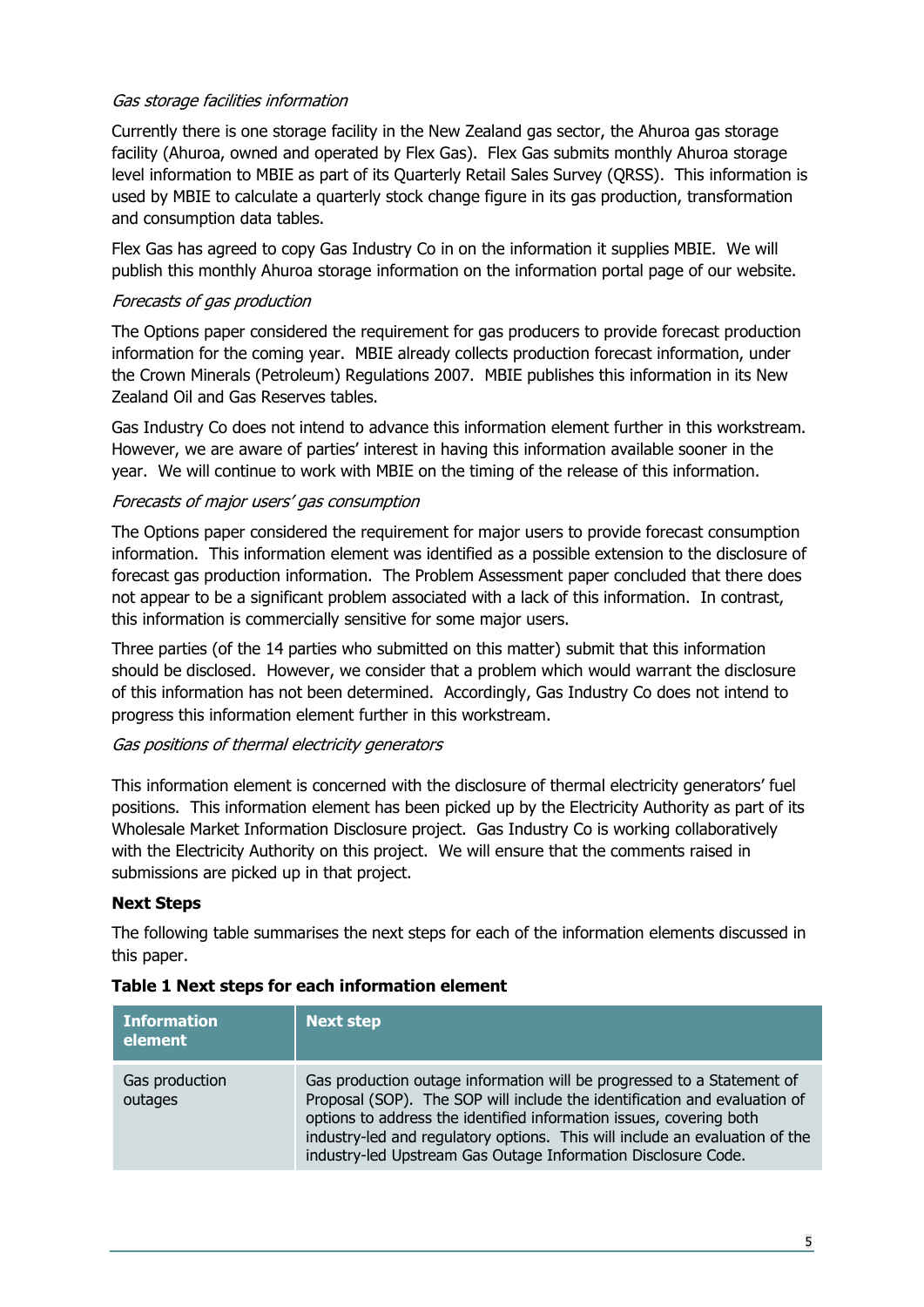*Gas storage facilities information*

Currently there is one storage facility in the New Zealand gas sector, the Ahuroa gas storage facility (Ahuroa, owned and operated by Flex Gas). Flex Gas submits monthly Ahuroa storage level information to MBIE as part of its Quarterly Retail Sales Survey (QRSS). This information is used by MBIE to calculate a quarterly stock change figure in its gas production, transformation and consumption data tables.

Flex Gas has agreed to copy Gas Industry Co in on the information it supplies MBIE. We will publish this monthly Ahuroa storage information on the information portal page of our website.

*Forecasts of gas production*

The Options paper considered the requirement for gas producers to provide forecast production information for the coming year. MBIE already collects production forecast information, under the Crown Minerals (Petroleum) Regulations 2007. MBIE publishes this information in its New Zealand Oil and Gas Reserves tables.

Gas Industry Co does not intend to advance this information element further in this workstream. However, we are aware of parties' interest in having this information available sooner in the year. We will continue to work with MBIE on the timing of the release of this information.

*Forecasts of major users' gas consumption*

The Options paper considered the requirement for major users to provide forecast consumption information. This information element was identified as a possible extension to the disclosure of forecast gas production information. The Problem Assessment paper concluded that there does not appear to be a significant problem associated with a lack of this information. In contrast, this information is commercially sensitive for some major users.

Three parties (of the 14 parties who submitted on this matter) submit that this information should be disclosed. However, we consider that a problem which would warrant the disclosure of this information has not been determined. Accordingly, Gas Industry Co does not intend to progress this information element further in this workstream.

*Gas positions of thermal electricity generators*

This information element is concerned with the disclosure of thermal electricity generators' fuel positions. This information element has been picked up by the Electricity Authority as part of its Wholesale Market Information Disclosure project. Gas Industry Co is working collaboratively with the Electricity Authority on this project. We will ensure that the comments raised in submissions are picked up in that project.

**Next Steps**

The following table summarises the next steps for each of the information elements discussed in this paper.

**Table 1 Next steps for each information element**

| Information element | Next step |
|---|---|
| Gas production outages | Gas production outage information will be progressed to a Statement of Proposal (SOP). The SOP will include the identification and evaluation of options to address the identified information issues, covering both industry-led and regulatory options. This will include an evaluation of the industry-led Upstream Gas Outage Information Disclosure Code. |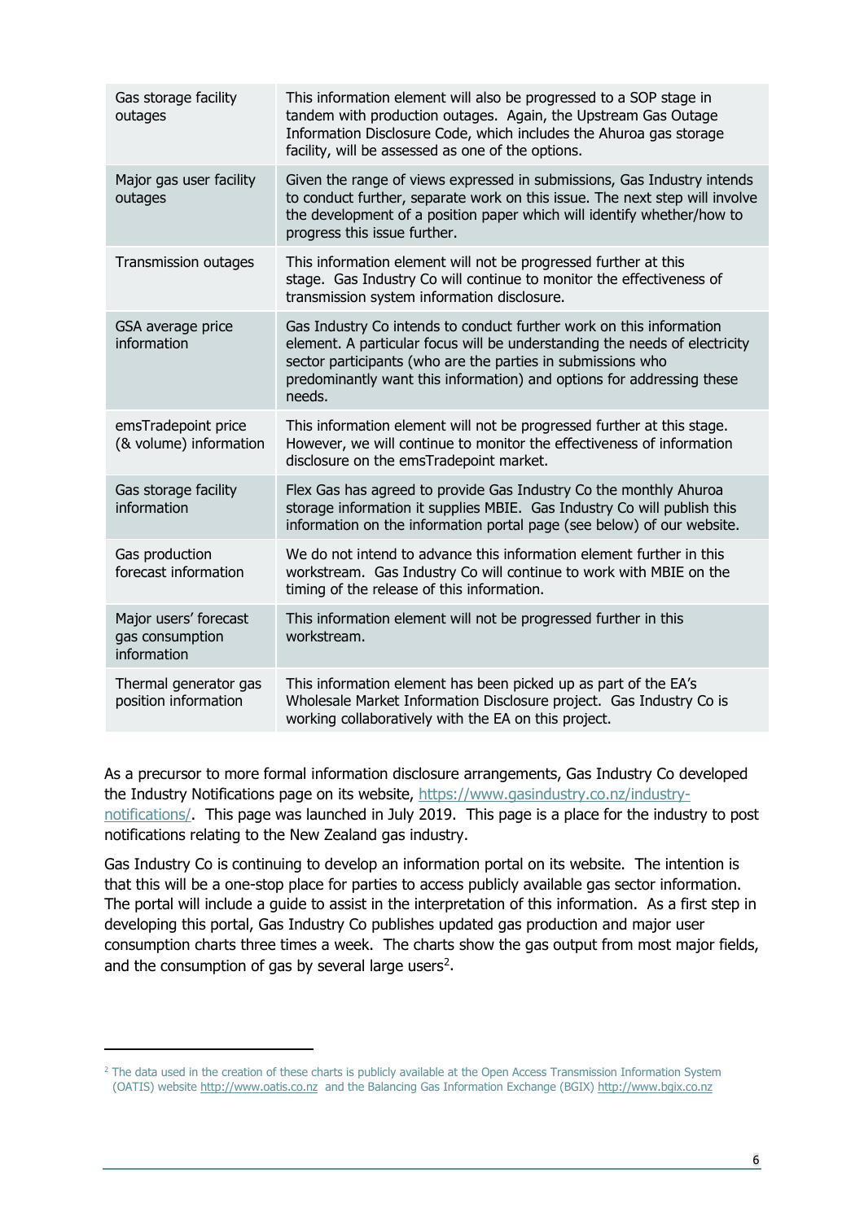| | |
|---|---|
| Gas storage facility outages | This information element will also be progressed to a SOP stage in tandem with production outages. Again, the Upstream Gas Outage Information Disclosure Code, which includes the Ahuroa gas storage facility, will be assessed as one of the options. |
| Major gas user facility outages | Given the range of views expressed in submissions, Gas Industry intends to conduct further, separate work on this issue. The next step will involve the development of a position paper which will identify whether/how to progress this issue further. |
| Transmission outages | This information element will not be progressed further at this stage. Gas Industry Co will continue to monitor the effectiveness of transmission system information disclosure. |
| GSA average price information | Gas Industry Co intends to conduct further work on this information element. A particular focus will be understanding the needs of electricity sector participants (who are the parties in submissions who predominantly want this information) and options for addressing these needs. |
| emsTradepoint price (& volume) information | This information element will not be progressed further at this stage. However, we will continue to monitor the effectiveness of information disclosure on the emsTradepoint market. |
| Gas storage facility information | Flex Gas has agreed to provide Gas Industry Co the monthly Ahuroa storage information it supplies MBIE. Gas Industry Co will publish this information on the information portal page (see below) of our website. |
| Gas production forecast information | We do not intend to advance this information element further in this workstream. Gas Industry Co will continue to work with MBIE on the timing of the release of this information. |
| Major users' forecast gas consumption information | This information element will not be progressed further in this workstream. |
| Thermal generator gas position information | This information element has been picked up as part of the EA's Wholesale Market Information Disclosure project. Gas Industry Co is working collaboratively with the EA on this project. |

As a precursor to more formal information disclosure arrangements, Gas Industry Co developed the Industry Notifications page on its website, https://www.gasindustry.co.nz/industry-notifications/. This page was launched in July 2019. This page is a place for the industry to post notifications relating to the New Zealand gas industry.

Gas Industry Co is continuing to develop an information portal on its website. The intention is that this will be a one-stop place for parties to access publicly available gas sector information. The portal will include a guide to assist in the interpretation of this information. As a first step in developing this portal, Gas Industry Co publishes updated gas production and major user consumption charts three times a week. The charts show the gas output from most major fields, and the consumption of gas by several large users[2].

[2] The data used in the creation of these charts is publicly available at the Open Access Transmission Information System (OATIS) website http://www.oatis.co.nz and the Balancing Gas Information Exchange (BGIX) http://www.bgix.co.nz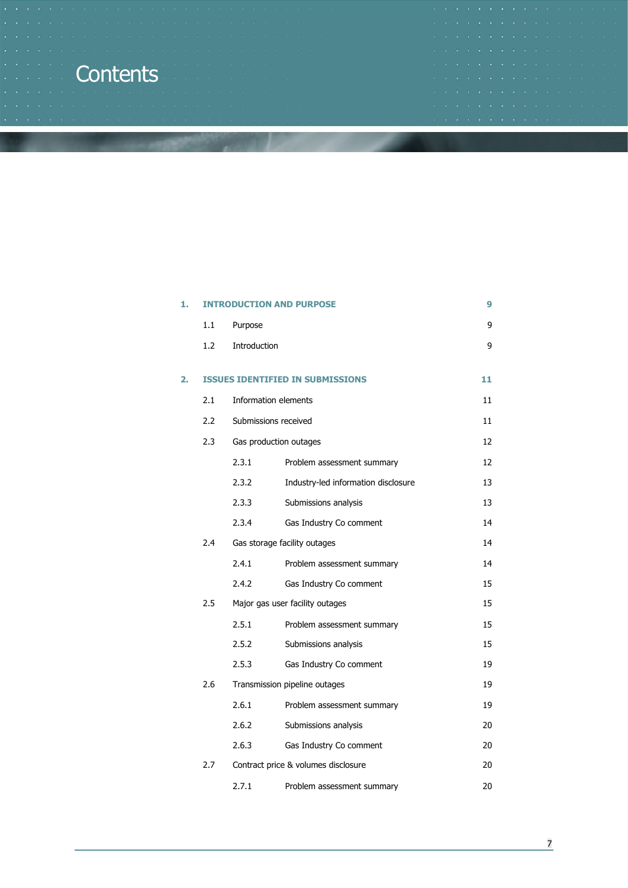# Contents

| | | | |
|---|---|---|---|
| **1.** | **INTRODUCTION AND PURPOSE** | | **9** |
| | 1.1 | Purpose | 9 |
| | 1.2 | Introduction | 9 |
| **2.** | **ISSUES IDENTIFIED IN SUBMISSIONS** | | **11** |
| | 2.1 | Information elements | 11 |
| | 2.2 | Submissions received | 11 |
| | 2.3 | Gas production outages | 12 |
| | 2.3.1 | Problem assessment summary | 12 |
| | 2.3.2 | Industry-led information disclosure | 13 |
| | 2.3.3 | Submissions analysis | 13 |
| | 2.3.4 | Gas Industry Co comment | 14 |
| | 2.4 | Gas storage facility outages | 14 |
| | 2.4.1 | Problem assessment summary | 14 |
| | 2.4.2 | Gas Industry Co comment | 15 |
| | 2.5 | Major gas user facility outages | 15 |
| | 2.5.1 | Problem assessment summary | 15 |
| | 2.5.2 | Submissions analysis | 15 |
| | 2.5.3 | Gas Industry Co comment | 19 |
| | 2.6 | Transmission pipeline outages | 19 |
| | 2.6.1 | Problem assessment summary | 19 |
| | 2.6.2 | Submissions analysis | 20 |
| | 2.6.3 | Gas Industry Co comment | 20 |
| | 2.7 | Contract price & volumes disclosure | 20 |
| | 2.7.1 | Problem assessment summary | 20 |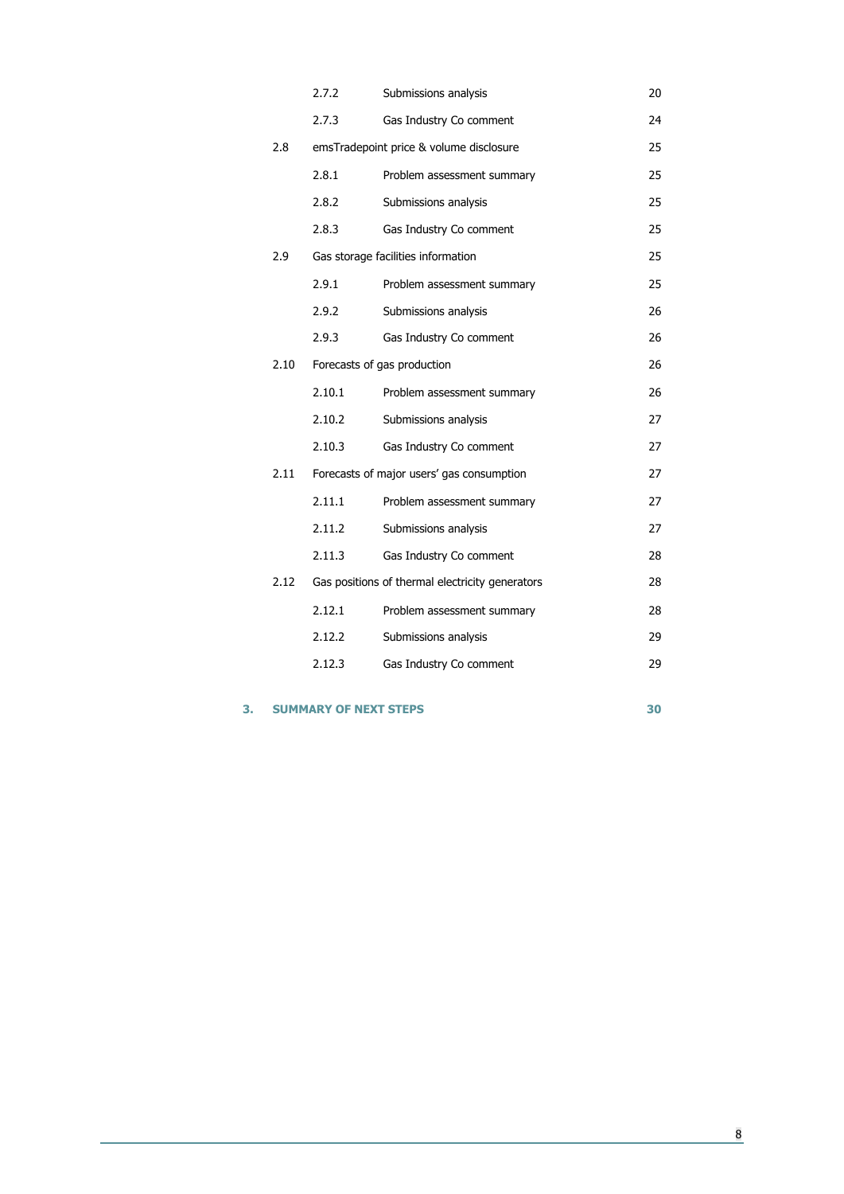| | | | |
|---|---|---|---|
| | 2.7.2 | Submissions analysis | 20 |
| | 2.7.3 | Gas Industry Co comment | 24 |
| 2.8 | emsTradepoint price & volume disclosure | | 25 |
| | 2.8.1 | Problem assessment summary | 25 |
| | 2.8.2 | Submissions analysis | 25 |
| | 2.8.3 | Gas Industry Co comment | 25 |
| 2.9 | Gas storage facilities information | | 25 |
| | 2.9.1 | Problem assessment summary | 25 |
| | 2.9.2 | Submissions analysis | 26 |
| | 2.9.3 | Gas Industry Co comment | 26 |
| 2.10 | Forecasts of gas production | | 26 |
| | 2.10.1 | Problem assessment summary | 26 |
| | 2.10.2 | Submissions analysis | 27 |
| | 2.10.3 | Gas Industry Co comment | 27 |
| 2.11 | Forecasts of major users' gas consumption | | 27 |
| | 2.11.1 | Problem assessment summary | 27 |
| | 2.11.2 | Submissions analysis | 27 |
| | 2.11.3 | Gas Industry Co comment | 28 |
| 2.12 | Gas positions of thermal electricity generators | | 28 |
| | 2.12.1 | Problem assessment summary | 28 |
| | 2.12.2 | Submissions analysis | 29 |
| | 2.12.3 | Gas Industry Co comment | 29 |

**3. SUMMARY OF NEXT STEPS 30**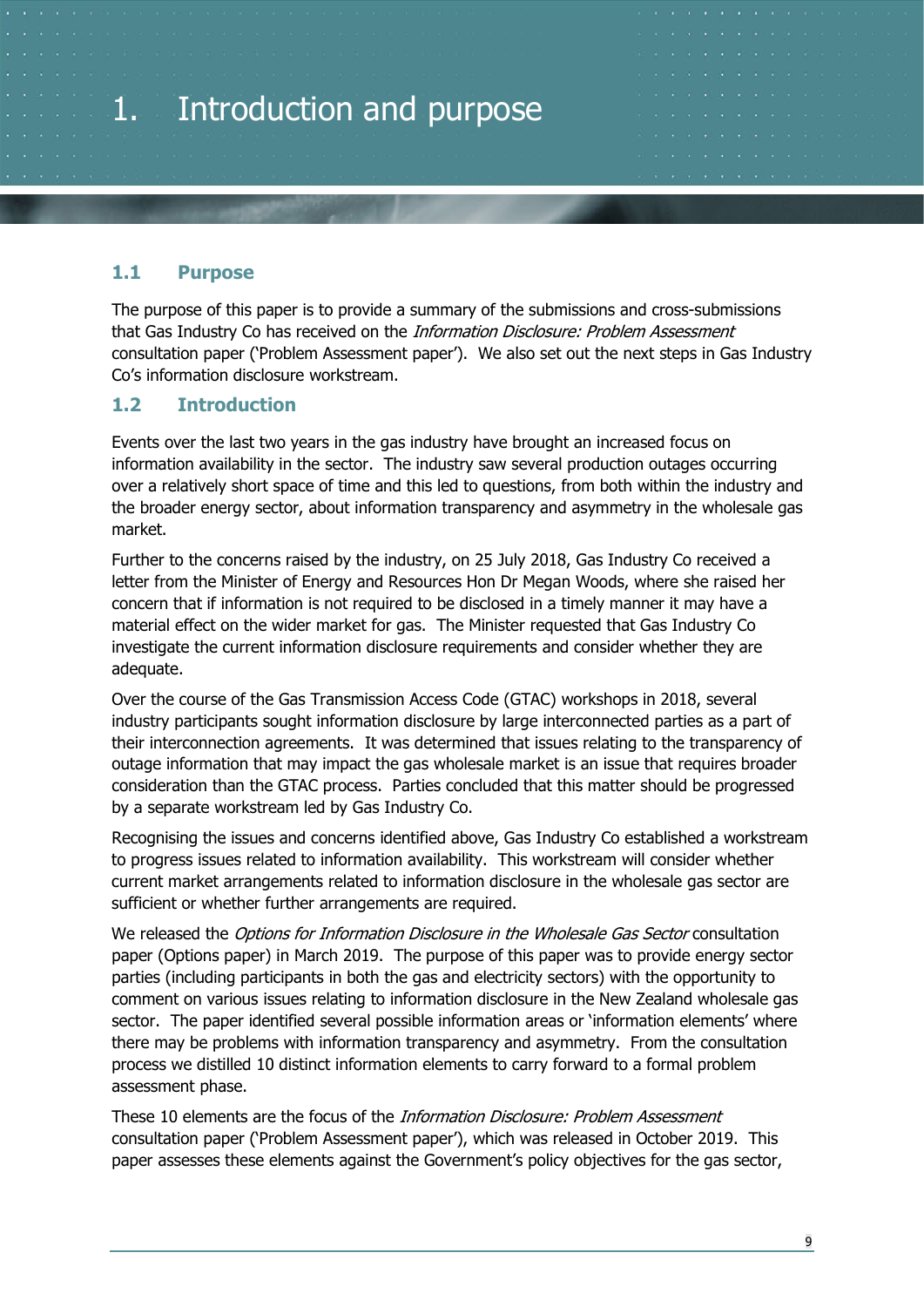# 1. Introduction and purpose

## 1.1 Purpose

The purpose of this paper is to provide a summary of the submissions and cross-submissions that Gas Industry Co has received on the *Information Disclosure: Problem Assessment* consultation paper ('Problem Assessment paper'). We also set out the next steps in Gas Industry Co's information disclosure workstream.

## 1.2 Introduction

Events over the last two years in the gas industry have brought an increased focus on information availability in the sector. The industry saw several production outages occurring over a relatively short space of time and this led to questions, from both within the industry and the broader energy sector, about information transparency and asymmetry in the wholesale gas market.

Further to the concerns raised by the industry, on 25 July 2018, Gas Industry Co received a letter from the Minister of Energy and Resources Hon Dr Megan Woods, where she raised her concern that if information is not required to be disclosed in a timely manner it may have a material effect on the wider market for gas. The Minister requested that Gas Industry Co investigate the current information disclosure requirements and consider whether they are adequate.

Over the course of the Gas Transmission Access Code (GTAC) workshops in 2018, several industry participants sought information disclosure by large interconnected parties as a part of their interconnection agreements. It was determined that issues relating to the transparency of outage information that may impact the gas wholesale market is an issue that requires broader consideration than the GTAC process. Parties concluded that this matter should be progressed by a separate workstream led by Gas Industry Co.

Recognising the issues and concerns identified above, Gas Industry Co established a workstream to progress issues related to information availability. This workstream will consider whether current market arrangements related to information disclosure in the wholesale gas sector are sufficient or whether further arrangements are required.

We released the *Options for Information Disclosure in the Wholesale Gas Sector* consultation paper (Options paper) in March 2019. The purpose of this paper was to provide energy sector parties (including participants in both the gas and electricity sectors) with the opportunity to comment on various issues relating to information disclosure in the New Zealand wholesale gas sector. The paper identified several possible information areas or 'information elements' where there may be problems with information transparency and asymmetry. From the consultation process we distilled 10 distinct information elements to carry forward to a formal problem assessment phase.

These 10 elements are the focus of the *Information Disclosure: Problem Assessment* consultation paper ('Problem Assessment paper'), which was released in October 2019. This paper assesses these elements against the Government's policy objectives for the gas sector,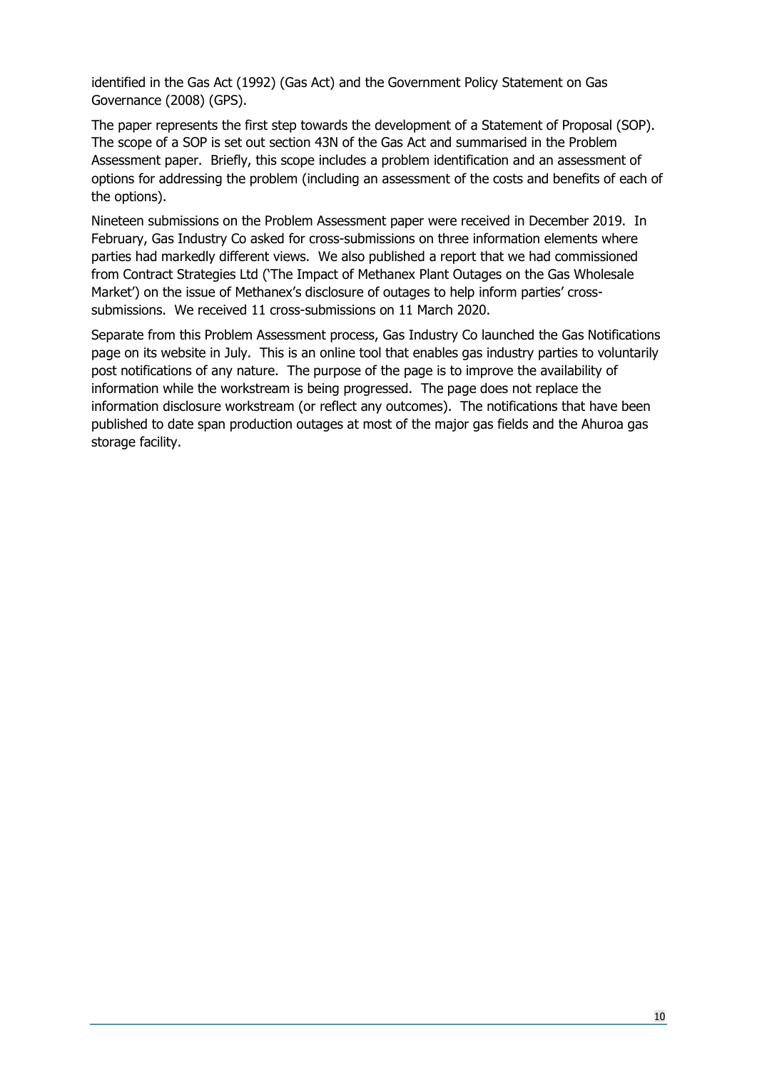identified in the Gas Act (1992) (Gas Act) and the Government Policy Statement on Gas Governance (2008) (GPS).

The paper represents the first step towards the development of a Statement of Proposal (SOP). The scope of a SOP is set out section 43N of the Gas Act and summarised in the Problem Assessment paper. Briefly, this scope includes a problem identification and an assessment of options for addressing the problem (including an assessment of the costs and benefits of each of the options).

Nineteen submissions on the Problem Assessment paper were received in December 2019. In February, Gas Industry Co asked for cross-submissions on three information elements where parties had markedly different views. We also published a report that we had commissioned from Contract Strategies Ltd ('The Impact of Methanex Plant Outages on the Gas Wholesale Market') on the issue of Methanex's disclosure of outages to help inform parties' cross-submissions. We received 11 cross-submissions on 11 March 2020.

Separate from this Problem Assessment process, Gas Industry Co launched the Gas Notifications page on its website in July. This is an online tool that enables gas industry parties to voluntarily post notifications of any nature. The purpose of the page is to improve the availability of information while the workstream is being progressed. The page does not replace the information disclosure workstream (or reflect any outcomes). The notifications that have been published to date span production outages at most of the major gas fields and the Ahuroa gas storage facility.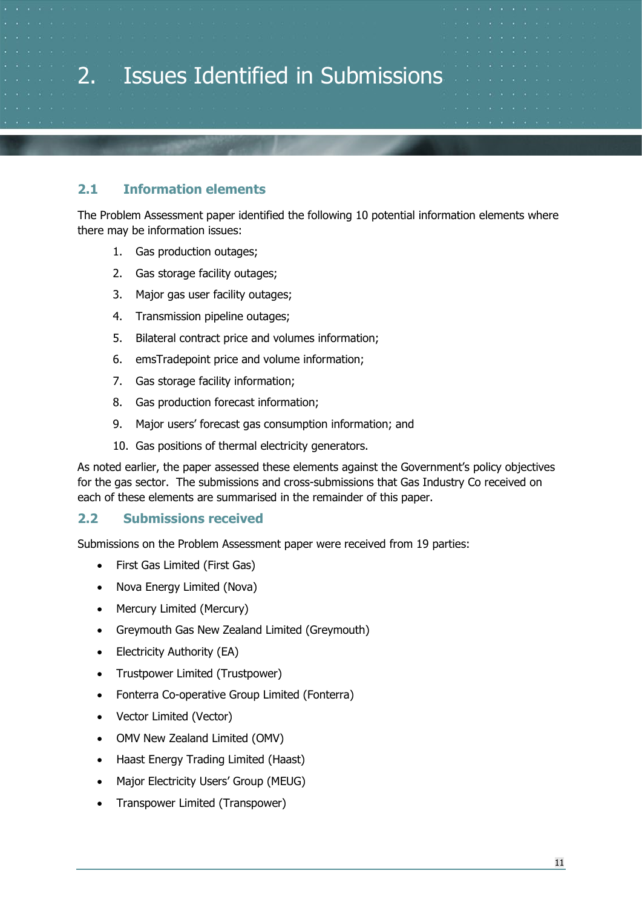# 2. Issues Identified in Submissions

## 2.1 Information elements

The Problem Assessment paper identified the following 10 potential information elements where there may be information issues:

1. Gas production outages;
2. Gas storage facility outages;
3. Major gas user facility outages;
4. Transmission pipeline outages;
5. Bilateral contract price and volumes information;
6. emsTradepoint price and volume information;
7. Gas storage facility information;
8. Gas production forecast information;
9. Major users' forecast gas consumption information; and
10. Gas positions of thermal electricity generators.

As noted earlier, the paper assessed these elements against the Government's policy objectives for the gas sector. The submissions and cross-submissions that Gas Industry Co received on each of these elements are summarised in the remainder of this paper.

## 2.2 Submissions received

Submissions on the Problem Assessment paper were received from 19 parties:

- First Gas Limited (First Gas)
- Nova Energy Limited (Nova)
- Mercury Limited (Mercury)
- Greymouth Gas New Zealand Limited (Greymouth)
- Electricity Authority (EA)
- Trustpower Limited (Trustpower)
- Fonterra Co-operative Group Limited (Fonterra)
- Vector Limited (Vector)
- OMV New Zealand Limited (OMV)
- Haast Energy Trading Limited (Haast)
- Major Electricity Users' Group (MEUG)
- Transpower Limited (Transpower)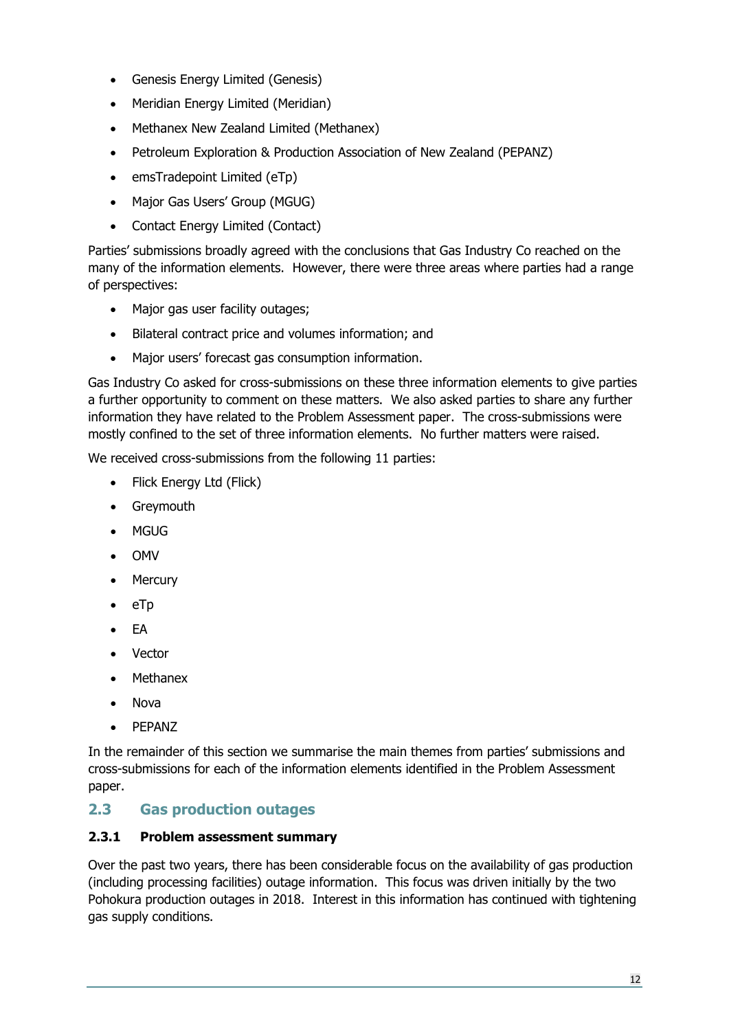- Genesis Energy Limited (Genesis)
- Meridian Energy Limited (Meridian)
- Methanex New Zealand Limited (Methanex)
- Petroleum Exploration & Production Association of New Zealand (PEPANZ)
- emsTradepoint Limited (eTp)
- Major Gas Users' Group (MGUG)
- Contact Energy Limited (Contact)

Parties' submissions broadly agreed with the conclusions that Gas Industry Co reached on the many of the information elements. However, there were three areas where parties had a range of perspectives:

- Major gas user facility outages;
- Bilateral contract price and volumes information; and
- Major users' forecast gas consumption information.

Gas Industry Co asked for cross-submissions on these three information elements to give parties a further opportunity to comment on these matters. We also asked parties to share any further information they have related to the Problem Assessment paper. The cross-submissions were mostly confined to the set of three information elements. No further matters were raised.

We received cross-submissions from the following 11 parties:

- Flick Energy Ltd (Flick)
- Greymouth
- MGUG
- OMV
- Mercury
- eTp
- EA
- Vector
- Methanex
- Nova
- PEPANZ

In the remainder of this section we summarise the main themes from parties' submissions and cross-submissions for each of the information elements identified in the Problem Assessment paper.

## 2.3 Gas production outages

### 2.3.1 Problem assessment summary

Over the past two years, there has been considerable focus on the availability of gas production (including processing facilities) outage information. This focus was driven initially by the two Pohokura production outages in 2018. Interest in this information has continued with tightening gas supply conditions.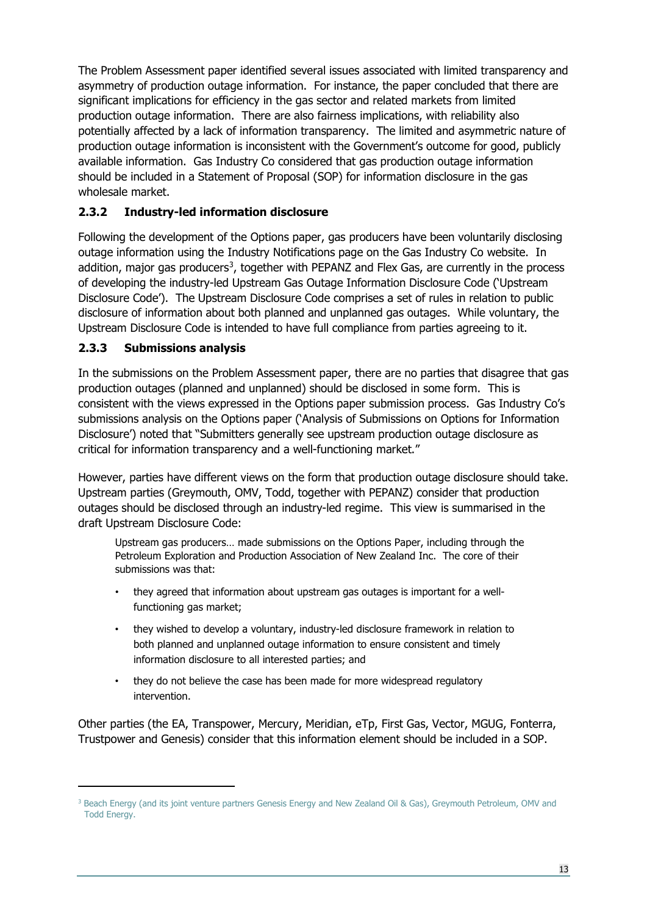The Problem Assessment paper identified several issues associated with limited transparency and asymmetry of production outage information. For instance, the paper concluded that there are significant implications for efficiency in the gas sector and related markets from limited production outage information. There are also fairness implications, with reliability also potentially affected by a lack of information transparency. The limited and asymmetric nature of production outage information is inconsistent with the Government's outcome for good, publicly available information. Gas Industry Co considered that gas production outage information should be included in a Statement of Proposal (SOP) for information disclosure in the gas wholesale market.

### 2.3.2 Industry-led information disclosure

Following the development of the Options paper, gas producers have been voluntarily disclosing outage information using the Industry Notifications page on the Gas Industry Co website. In addition, major gas producers[3], together with PEPANZ and Flex Gas, are currently in the process of developing the industry-led Upstream Gas Outage Information Disclosure Code ('Upstream Disclosure Code'). The Upstream Disclosure Code comprises a set of rules in relation to public disclosure of information about both planned and unplanned gas outages. While voluntary, the Upstream Disclosure Code is intended to have full compliance from parties agreeing to it.

### 2.3.3 Submissions analysis

In the submissions on the Problem Assessment paper, there are no parties that disagree that gas production outages (planned and unplanned) should be disclosed in some form. This is consistent with the views expressed in the Options paper submission process. Gas Industry Co's submissions analysis on the Options paper ('Analysis of Submissions on Options for Information Disclosure') noted that "Submitters generally see upstream production outage disclosure as critical for information transparency and a well-functioning market."

However, parties have different views on the form that production outage disclosure should take. Upstream parties (Greymouth, OMV, Todd, together with PEPANZ) consider that production outages should be disclosed through an industry-led regime. This view is summarised in the draft Upstream Disclosure Code:

> Upstream gas producers… made submissions on the Options Paper, including through the Petroleum Exploration and Production Association of New Zealand Inc. The core of their submissions was that:
>
> - they agreed that information about upstream gas outages is important for a well-functioning gas market;
> - they wished to develop a voluntary, industry-led disclosure framework in relation to both planned and unplanned outage information to ensure consistent and timely information disclosure to all interested parties; and
> - they do not believe the case has been made for more widespread regulatory intervention.

Other parties (the EA, Transpower, Mercury, Meridian, eTp, First Gas, Vector, MGUG, Fonterra, Trustpower and Genesis) consider that this information element should be included in a SOP.

---

[3] Beach Energy (and its joint venture partners Genesis Energy and New Zealand Oil & Gas), Greymouth Petroleum, OMV and Todd Energy.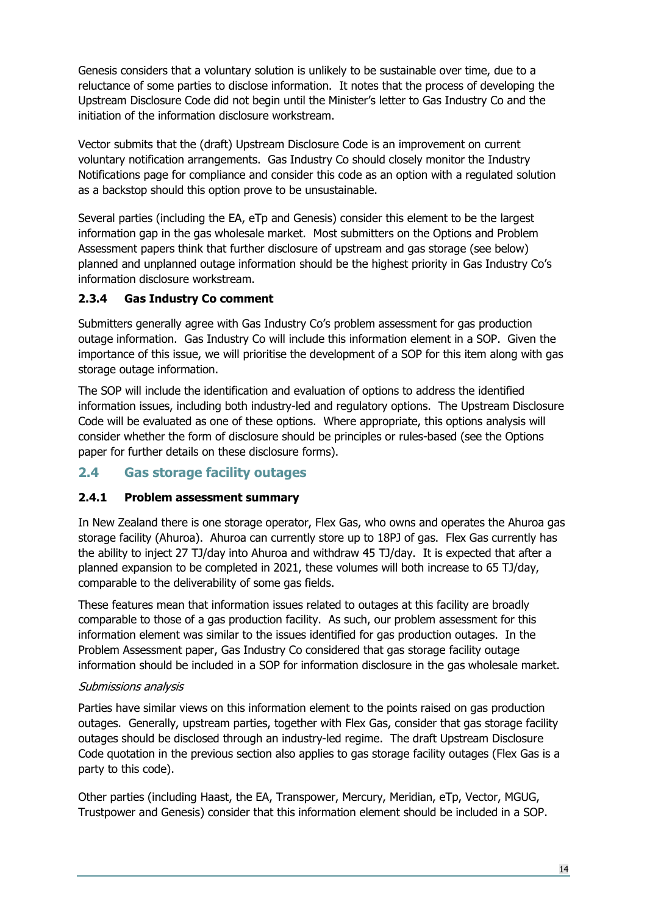Genesis considers that a voluntary solution is unlikely to be sustainable over time, due to a reluctance of some parties to disclose information. It notes that the process of developing the Upstream Disclosure Code did not begin until the Minister's letter to Gas Industry Co and the initiation of the information disclosure workstream.

Vector submits that the (draft) Upstream Disclosure Code is an improvement on current voluntary notification arrangements. Gas Industry Co should closely monitor the Industry Notifications page for compliance and consider this code as an option with a regulated solution as a backstop should this option prove to be unsustainable.

Several parties (including the EA, eTp and Genesis) consider this element to be the largest information gap in the gas wholesale market. Most submitters on the Options and Problem Assessment papers think that further disclosure of upstream and gas storage (see below) planned and unplanned outage information should be the highest priority in Gas Industry Co's information disclosure workstream.

#### 2.3.4 Gas Industry Co comment

Submitters generally agree with Gas Industry Co's problem assessment for gas production outage information. Gas Industry Co will include this information element in a SOP. Given the importance of this issue, we will prioritise the development of a SOP for this item along with gas storage outage information.

The SOP will include the identification and evaluation of options to address the identified information issues, including both industry-led and regulatory options. The Upstream Disclosure Code will be evaluated as one of these options. Where appropriate, this options analysis will consider whether the form of disclosure should be principles or rules-based (see the Options paper for further details on these disclosure forms).

### 2.4 Gas storage facility outages

#### 2.4.1 Problem assessment summary

In New Zealand there is one storage operator, Flex Gas, who owns and operates the Ahuroa gas storage facility (Ahuroa). Ahuroa can currently store up to 18PJ of gas. Flex Gas currently has the ability to inject 27 TJ/day into Ahuroa and withdraw 45 TJ/day. It is expected that after a planned expansion to be completed in 2021, these volumes will both increase to 65 TJ/day, comparable to the deliverability of some gas fields.

These features mean that information issues related to outages at this facility are broadly comparable to those of a gas production facility. As such, our problem assessment for this information element was similar to the issues identified for gas production outages. In the Problem Assessment paper, Gas Industry Co considered that gas storage facility outage information should be included in a SOP for information disclosure in the gas wholesale market.

*Submissions analysis*

Parties have similar views on this information element to the points raised on gas production outages. Generally, upstream parties, together with Flex Gas, consider that gas storage facility outages should be disclosed through an industry-led regime. The draft Upstream Disclosure Code quotation in the previous section also applies to gas storage facility outages (Flex Gas is a party to this code).

Other parties (including Haast, the EA, Transpower, Mercury, Meridian, eTp, Vector, MGUG, Trustpower and Genesis) consider that this information element should be included in a SOP.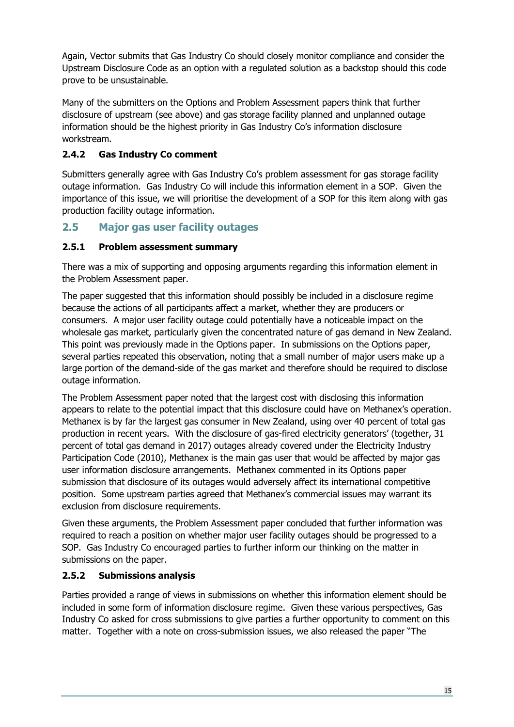Again, Vector submits that Gas Industry Co should closely monitor compliance and consider the Upstream Disclosure Code as an option with a regulated solution as a backstop should this code prove to be unsustainable.

Many of the submitters on the Options and Problem Assessment papers think that further disclosure of upstream (see above) and gas storage facility planned and unplanned outage information should be the highest priority in Gas Industry Co's information disclosure workstream.

#### 2.4.2 Gas Industry Co comment

Submitters generally agree with Gas Industry Co's problem assessment for gas storage facility outage information. Gas Industry Co will include this information element in a SOP. Given the importance of this issue, we will prioritise the development of a SOP for this item along with gas production facility outage information.

### 2.5 Major gas user facility outages

#### 2.5.1 Problem assessment summary

There was a mix of supporting and opposing arguments regarding this information element in the Problem Assessment paper.

The paper suggested that this information should possibly be included in a disclosure regime because the actions of all participants affect a market, whether they are producers or consumers. A major user facility outage could potentially have a noticeable impact on the wholesale gas market, particularly given the concentrated nature of gas demand in New Zealand. This point was previously made in the Options paper. In submissions on the Options paper, several parties repeated this observation, noting that a small number of major users make up a large portion of the demand-side of the gas market and therefore should be required to disclose outage information.

The Problem Assessment paper noted that the largest cost with disclosing this information appears to relate to the potential impact that this disclosure could have on Methanex's operation. Methanex is by far the largest gas consumer in New Zealand, using over 40 percent of total gas production in recent years. With the disclosure of gas-fired electricity generators' (together, 31 percent of total gas demand in 2017) outages already covered under the Electricity Industry Participation Code (2010), Methanex is the main gas user that would be affected by major gas user information disclosure arrangements. Methanex commented in its Options paper submission that disclosure of its outages would adversely affect its international competitive position. Some upstream parties agreed that Methanex's commercial issues may warrant its exclusion from disclosure requirements.

Given these arguments, the Problem Assessment paper concluded that further information was required to reach a position on whether major user facility outages should be progressed to a SOP. Gas Industry Co encouraged parties to further inform our thinking on the matter in submissions on the paper.

#### 2.5.2 Submissions analysis

Parties provided a range of views in submissions on whether this information element should be included in some form of information disclosure regime. Given these various perspectives, Gas Industry Co asked for cross submissions to give parties a further opportunity to comment on this matter. Together with a note on cross-submission issues, we also released the paper "The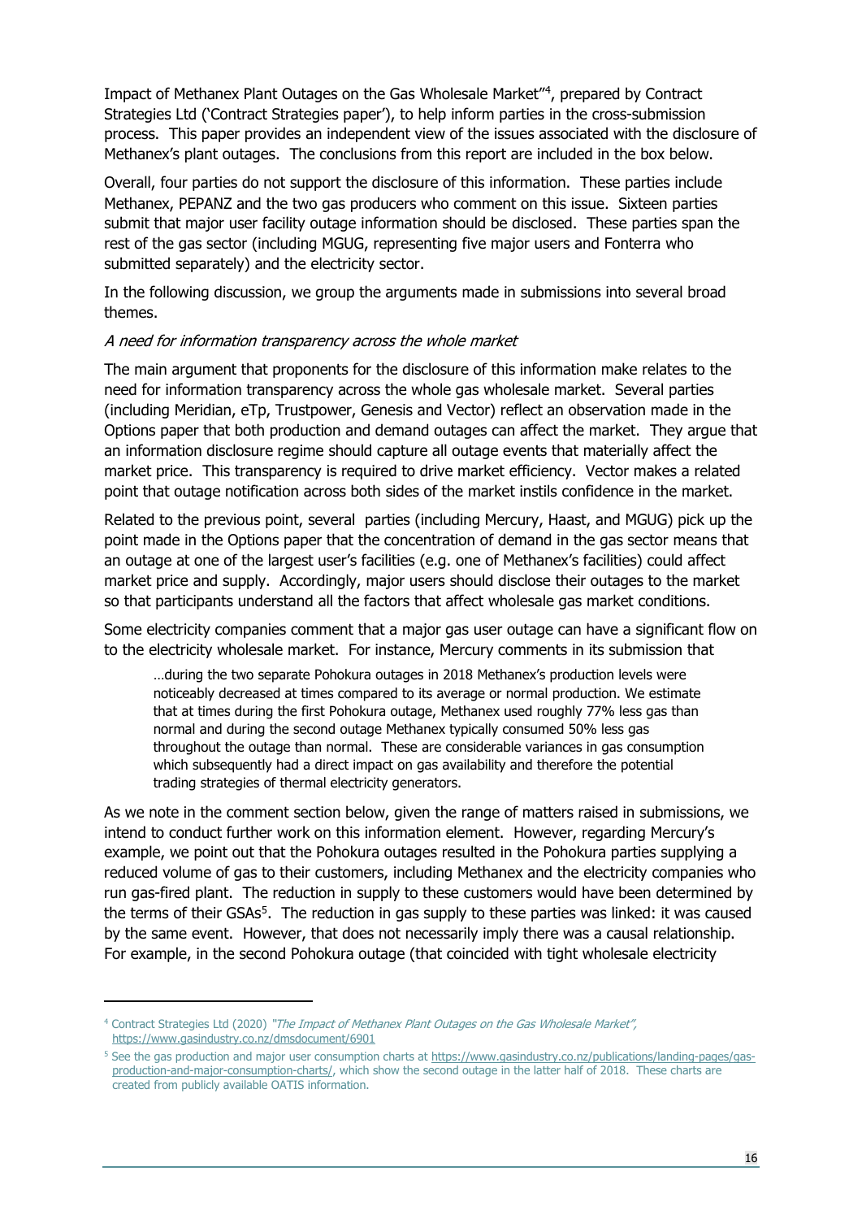Impact of Methanex Plant Outages on the Gas Wholesale Market"[4], prepared by Contract Strategies Ltd ('Contract Strategies paper'), to help inform parties in the cross-submission process. This paper provides an independent view of the issues associated with the disclosure of Methanex's plant outages. The conclusions from this report are included in the box below.

Overall, four parties do not support the disclosure of this information. These parties include Methanex, PEPANZ and the two gas producers who comment on this issue. Sixteen parties submit that major user facility outage information should be disclosed. These parties span the rest of the gas sector (including MGUG, representing five major users and Fonterra who submitted separately) and the electricity sector.

In the following discussion, we group the arguments made in submissions into several broad themes.

*A need for information transparency across the whole market*

The main argument that proponents for the disclosure of this information make relates to the need for information transparency across the whole gas wholesale market. Several parties (including Meridian, eTp, Trustpower, Genesis and Vector) reflect an observation made in the Options paper that both production and demand outages can affect the market. They argue that an information disclosure regime should capture all outage events that materially affect the market price. This transparency is required to drive market efficiency. Vector makes a related point that outage notification across both sides of the market instils confidence in the market.

Related to the previous point, several parties (including Mercury, Haast, and MGUG) pick up the point made in the Options paper that the concentration of demand in the gas sector means that an outage at one of the largest user's facilities (e.g. one of Methanex's facilities) could affect market price and supply. Accordingly, major users should disclose their outages to the market so that participants understand all the factors that affect wholesale gas market conditions.

Some electricity companies comment that a major gas user outage can have a significant flow on to the electricity wholesale market. For instance, Mercury comments in its submission that

> …during the two separate Pohokura outages in 2018 Methanex's production levels were noticeably decreased at times compared to its average or normal production. We estimate that at times during the first Pohokura outage, Methanex used roughly 77% less gas than normal and during the second outage Methanex typically consumed 50% less gas throughout the outage than normal. These are considerable variances in gas consumption which subsequently had a direct impact on gas availability and therefore the potential trading strategies of thermal electricity generators.

As we note in the comment section below, given the range of matters raised in submissions, we intend to conduct further work on this information element. However, regarding Mercury's example, we point out that the Pohokura outages resulted in the Pohokura parties supplying a reduced volume of gas to their customers, including Methanex and the electricity companies who run gas-fired plant. The reduction in supply to these customers would have been determined by the terms of their GSAs[5]. The reduction in gas supply to these parties was linked: it was caused by the same event. However, that does not necessarily imply there was a causal relationship. For example, in the second Pohokura outage (that coincided with tight wholesale electricity

---

[4] Contract Strategies Ltd (2020) *"The Impact of Methanex Plant Outages on the Gas Wholesale Market"*, https://www.gasindustry.co.nz/dmsdocument/6901

[5] See the gas production and major user consumption charts at https://www.gasindustry.co.nz/publications/landing-pages/gas-production-and-major-consumption-charts/, which show the second outage in the latter half of 2018. These charts are created from publicly available OATIS information.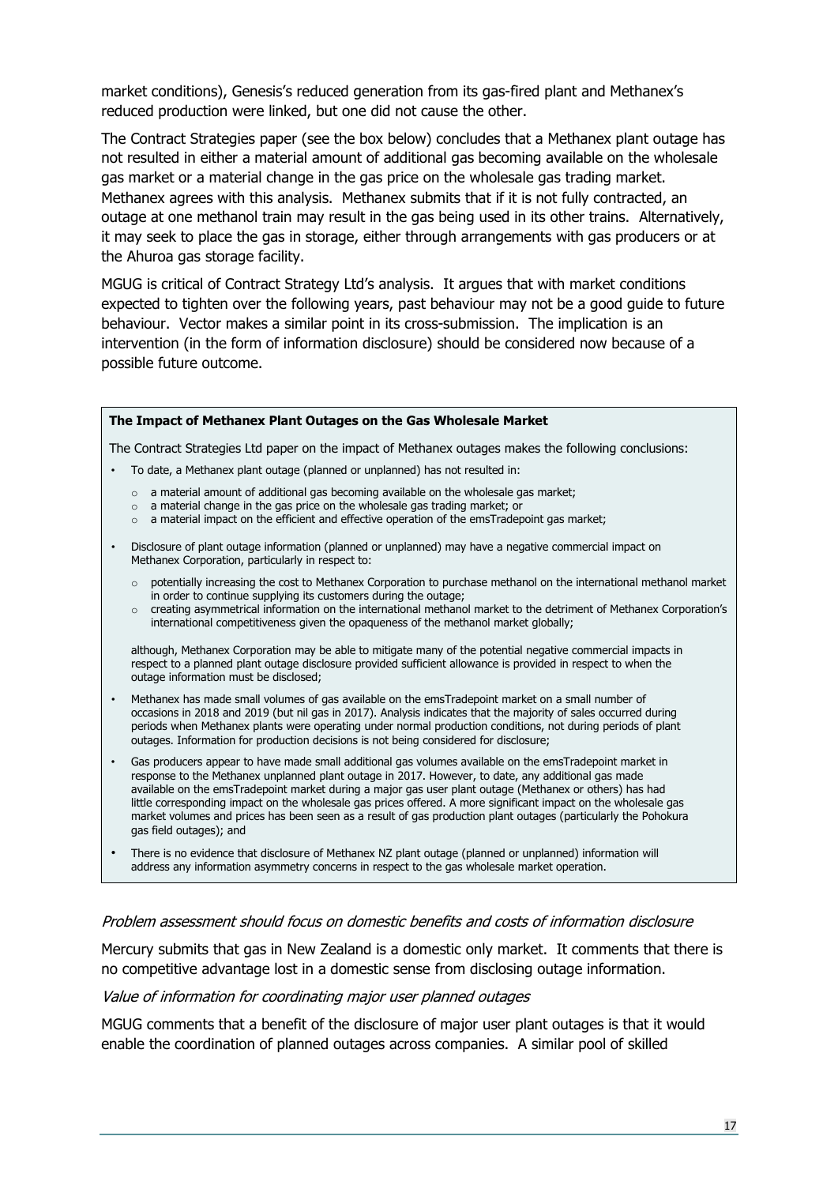market conditions), Genesis's reduced generation from its gas-fired plant and Methanex's reduced production were linked, but one did not cause the other.

The Contract Strategies paper (see the box below) concludes that a Methanex plant outage has not resulted in either a material amount of additional gas becoming available on the wholesale gas market or a material change in the gas price on the wholesale gas trading market. Methanex agrees with this analysis. Methanex submits that if it is not fully contracted, an outage at one methanol train may result in the gas being used in its other trains. Alternatively, it may seek to place the gas in storage, either through arrangements with gas producers or at the Ahuroa gas storage facility.

MGUG is critical of Contract Strategy Ltd's analysis. It argues that with market conditions expected to tighten over the following years, past behaviour may not be a good guide to future behaviour. Vector makes a similar point in its cross-submission. The implication is an intervention (in the form of information disclosure) should be considered now because of a possible future outcome.

**The Impact of Methanex Plant Outages on the Gas Wholesale Market**

The Contract Strategies Ltd paper on the impact of Methanex outages makes the following conclusions:

- To date, a Methanex plant outage (planned or unplanned) has not resulted in:
  - a material amount of additional gas becoming available on the wholesale gas market;
  - a material change in the gas price on the wholesale gas trading market; or
  - a material impact on the efficient and effective operation of the emsTradepoint gas market;
- Disclosure of plant outage information (planned or unplanned) may have a negative commercial impact on Methanex Corporation, particularly in respect to:
  - potentially increasing the cost to Methanex Corporation to purchase methanol on the international methanol market in order to continue supplying its customers during the outage;
  - creating asymmetrical information on the international methanol market to the detriment of Methanex Corporation's international competitiveness given the opaqueness of the methanol market globally;

  although, Methanex Corporation may be able to mitigate many of the potential negative commercial impacts in respect to a planned plant outage disclosure provided sufficient allowance is provided in respect to when the outage information must be disclosed;
- Methanex has made small volumes of gas available on the emsTradepoint market on a small number of occasions in 2018 and 2019 (but nil gas in 2017). Analysis indicates that the majority of sales occurred during periods when Methanex plants were operating under normal production conditions, not during periods of plant outages. Information for production decisions is not being considered for disclosure;
- Gas producers appear to have made small additional gas volumes available on the emsTradepoint market in response to the Methanex unplanned plant outage in 2017. However, to date, any additional gas made available on the emsTradepoint market during a major gas user plant outage (Methanex or others) has had little corresponding impact on the wholesale gas prices offered. A more significant impact on the wholesale gas market volumes and prices has been seen as a result of gas production plant outages (particularly the Pohokura gas field outages); and
- There is no evidence that disclosure of Methanex NZ plant outage (planned or unplanned) information will address any information asymmetry concerns in respect to the gas wholesale market operation.

*Problem assessment should focus on domestic benefits and costs of information disclosure*

Mercury submits that gas in New Zealand is a domestic only market. It comments that there is no competitive advantage lost in a domestic sense from disclosing outage information.

*Value of information for coordinating major user planned outages*

MGUG comments that a benefit of the disclosure of major user plant outages is that it would enable the coordination of planned outages across companies. A similar pool of skilled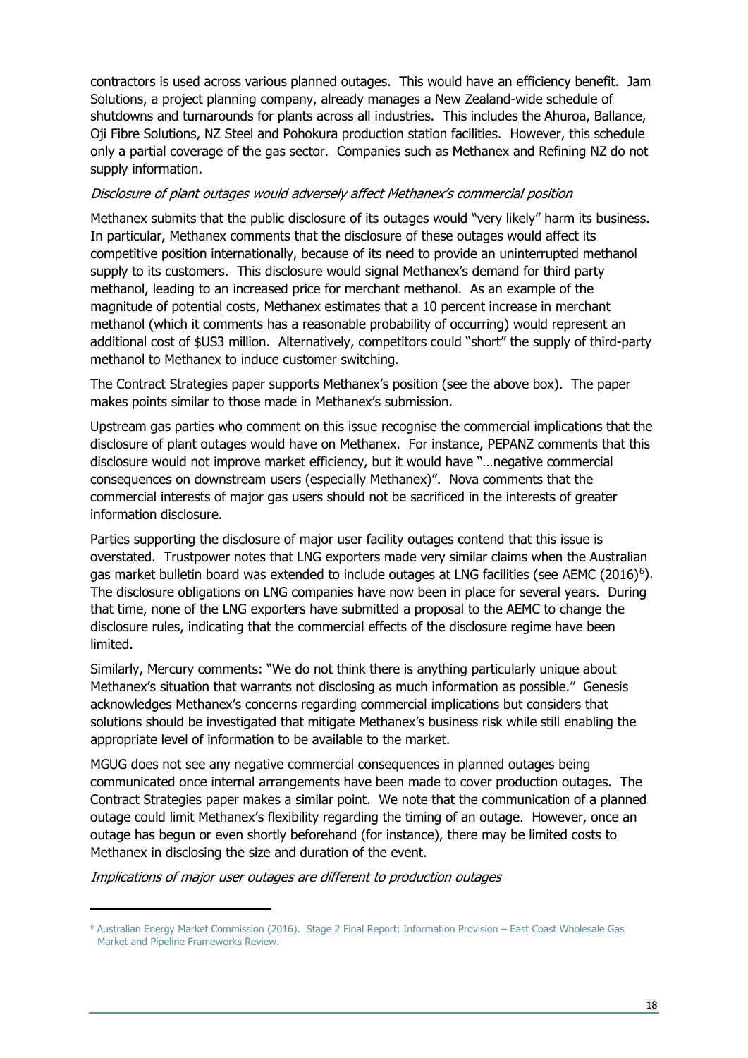contractors is used across various planned outages. This would have an efficiency benefit. Jam Solutions, a project planning company, already manages a New Zealand-wide schedule of shutdowns and turnarounds for plants across all industries. This includes the Ahuroa, Ballance, Oji Fibre Solutions, NZ Steel and Pohokura production station facilities. However, this schedule only a partial coverage of the gas sector. Companies such as Methanex and Refining NZ do not supply information.

*Disclosure of plant outages would adversely affect Methanex's commercial position*

Methanex submits that the public disclosure of its outages would "very likely" harm its business. In particular, Methanex comments that the disclosure of these outages would affect its competitive position internationally, because of its need to provide an uninterrupted methanol supply to its customers. This disclosure would signal Methanex's demand for third party methanol, leading to an increased price for merchant methanol. As an example of the magnitude of potential costs, Methanex estimates that a 10 percent increase in merchant methanol (which it comments has a reasonable probability of occurring) would represent an additional cost of $US3 million. Alternatively, competitors could "short" the supply of third-party methanol to Methanex to induce customer switching.

The Contract Strategies paper supports Methanex's position (see the above box). The paper makes points similar to those made in Methanex's submission.

Upstream gas parties who comment on this issue recognise the commercial implications that the disclosure of plant outages would have on Methanex. For instance, PEPANZ comments that this disclosure would not improve market efficiency, but it would have "…negative commercial consequences on downstream users (especially Methanex)". Nova comments that the commercial interests of major gas users should not be sacrificed in the interests of greater information disclosure.

Parties supporting the disclosure of major user facility outages contend that this issue is overstated. Trustpower notes that LNG exporters made very similar claims when the Australian gas market bulletin board was extended to include outages at LNG facilities (see AEMC (2016)[6]). The disclosure obligations on LNG companies have now been in place for several years. During that time, none of the LNG exporters have submitted a proposal to the AEMC to change the disclosure rules, indicating that the commercial effects of the disclosure regime have been limited.

Similarly, Mercury comments: "We do not think there is anything particularly unique about Methanex's situation that warrants not disclosing as much information as possible." Genesis acknowledges Methanex's concerns regarding commercial implications but considers that solutions should be investigated that mitigate Methanex's business risk while still enabling the appropriate level of information to be available to the market.

MGUG does not see any negative commercial consequences in planned outages being communicated once internal arrangements have been made to cover production outages. The Contract Strategies paper makes a similar point. We note that the communication of a planned outage could limit Methanex's flexibility regarding the timing of an outage. However, once an outage has begun or even shortly beforehand (for instance), there may be limited costs to Methanex in disclosing the size and duration of the event.

*Implications of major user outages are different to production outages*

[6] Australian Energy Market Commission (2016). Stage 2 Final Report: Information Provision – East Coast Wholesale Gas Market and Pipeline Frameworks Review.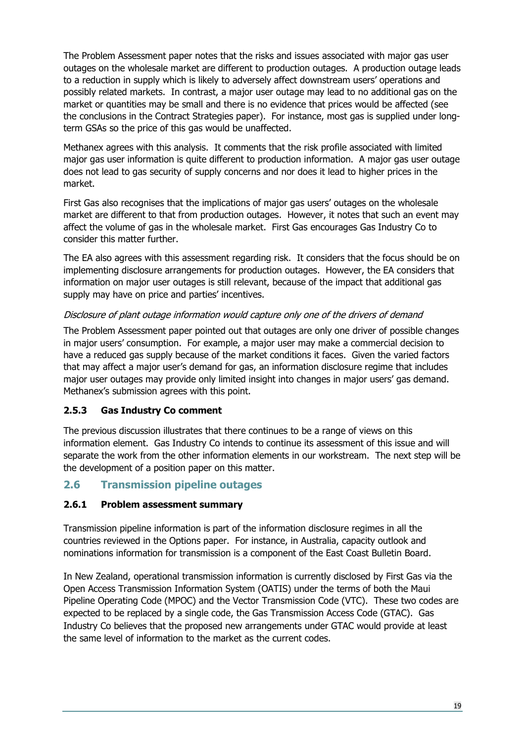The Problem Assessment paper notes that the risks and issues associated with major gas user outages on the wholesale market are different to production outages. A production outage leads to a reduction in supply which is likely to adversely affect downstream users' operations and possibly related markets. In contrast, a major user outage may lead to no additional gas on the market or quantities may be small and there is no evidence that prices would be affected (see the conclusions in the Contract Strategies paper). For instance, most gas is supplied under long-term GSAs so the price of this gas would be unaffected.

Methanex agrees with this analysis. It comments that the risk profile associated with limited major gas user information is quite different to production information. A major gas user outage does not lead to gas security of supply concerns and nor does it lead to higher prices in the market.

First Gas also recognises that the implications of major gas users' outages on the wholesale market are different to that from production outages. However, it notes that such an event may affect the volume of gas in the wholesale market. First Gas encourages Gas Industry Co to consider this matter further.

The EA also agrees with this assessment regarding risk. It considers that the focus should be on implementing disclosure arrangements for production outages. However, the EA considers that information on major user outages is still relevant, because of the impact that additional gas supply may have on price and parties' incentives.

*Disclosure of plant outage information would capture only one of the drivers of demand*

The Problem Assessment paper pointed out that outages are only one driver of possible changes in major users' consumption. For example, a major user may make a commercial decision to have a reduced gas supply because of the market conditions it faces. Given the varied factors that may affect a major user's demand for gas, an information disclosure regime that includes major user outages may provide only limited insight into changes in major users' gas demand. Methanex's submission agrees with this point.

### 2.5.3 Gas Industry Co comment

The previous discussion illustrates that there continues to be a range of views on this information element. Gas Industry Co intends to continue its assessment of this issue and will separate the work from the other information elements in our workstream. The next step will be the development of a position paper on this matter.

## 2.6 Transmission pipeline outages

### 2.6.1 Problem assessment summary

Transmission pipeline information is part of the information disclosure regimes in all the countries reviewed in the Options paper. For instance, in Australia, capacity outlook and nominations information for transmission is a component of the East Coast Bulletin Board.

In New Zealand, operational transmission information is currently disclosed by First Gas via the Open Access Transmission Information System (OATIS) under the terms of both the Maui Pipeline Operating Code (MPOC) and the Vector Transmission Code (VTC). These two codes are expected to be replaced by a single code, the Gas Transmission Access Code (GTAC). Gas Industry Co believes that the proposed new arrangements under GTAC would provide at least the same level of information to the market as the current codes.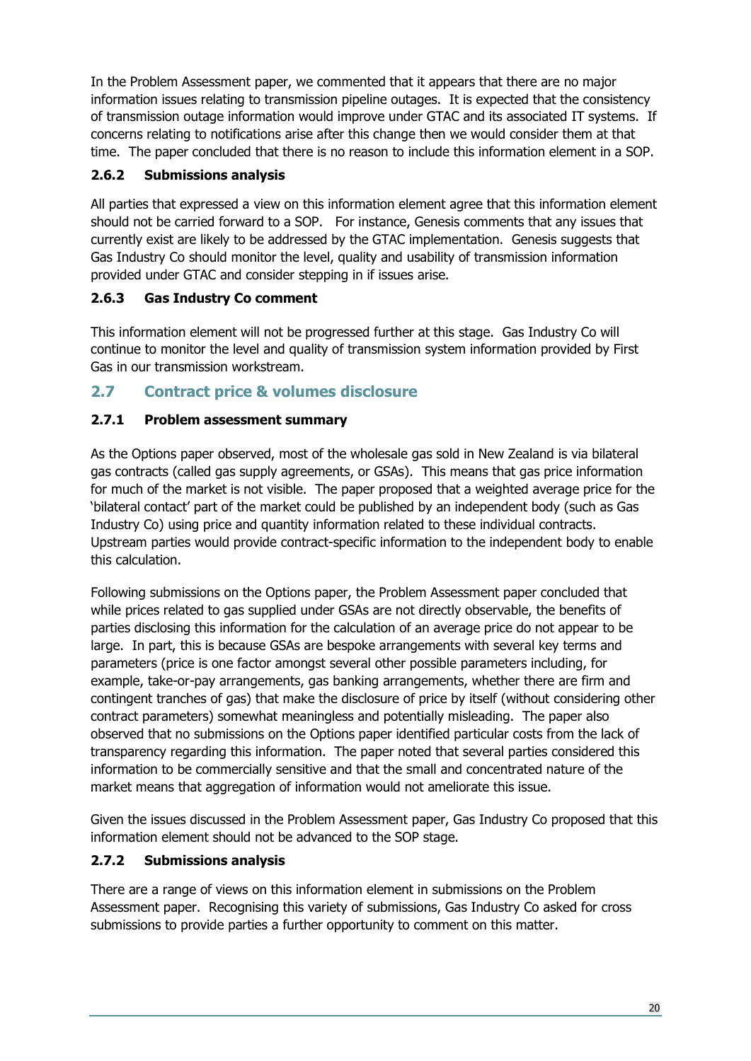In the Problem Assessment paper, we commented that it appears that there are no major information issues relating to transmission pipeline outages. It is expected that the consistency of transmission outage information would improve under GTAC and its associated IT systems. If concerns relating to notifications arise after this change then we would consider them at that time. The paper concluded that there is no reason to include this information element in a SOP.

### 2.6.2 Submissions analysis

All parties that expressed a view on this information element agree that this information element should not be carried forward to a SOP. For instance, Genesis comments that any issues that currently exist are likely to be addressed by the GTAC implementation. Genesis suggests that Gas Industry Co should monitor the level, quality and usability of transmission information provided under GTAC and consider stepping in if issues arise.

### 2.6.3 Gas Industry Co comment

This information element will not be progressed further at this stage. Gas Industry Co will continue to monitor the level and quality of transmission system information provided by First Gas in our transmission workstream.

## 2.7 Contract price & volumes disclosure

### 2.7.1 Problem assessment summary

As the Options paper observed, most of the wholesale gas sold in New Zealand is via bilateral gas contracts (called gas supply agreements, or GSAs). This means that gas price information for much of the market is not visible. The paper proposed that a weighted average price for the 'bilateral contact' part of the market could be published by an independent body (such as Gas Industry Co) using price and quantity information related to these individual contracts. Upstream parties would provide contract-specific information to the independent body to enable this calculation.

Following submissions on the Options paper, the Problem Assessment paper concluded that while prices related to gas supplied under GSAs are not directly observable, the benefits of parties disclosing this information for the calculation of an average price do not appear to be large. In part, this is because GSAs are bespoke arrangements with several key terms and parameters (price is one factor amongst several other possible parameters including, for example, take-or-pay arrangements, gas banking arrangements, whether there are firm and contingent tranches of gas) that make the disclosure of price by itself (without considering other contract parameters) somewhat meaningless and potentially misleading. The paper also observed that no submissions on the Options paper identified particular costs from the lack of transparency regarding this information. The paper noted that several parties considered this information to be commercially sensitive and that the small and concentrated nature of the market means that aggregation of information would not ameliorate this issue.

Given the issues discussed in the Problem Assessment paper, Gas Industry Co proposed that this information element should not be advanced to the SOP stage.

### 2.7.2 Submissions analysis

There are a range of views on this information element in submissions on the Problem Assessment paper. Recognising this variety of submissions, Gas Industry Co asked for cross submissions to provide parties a further opportunity to comment on this matter.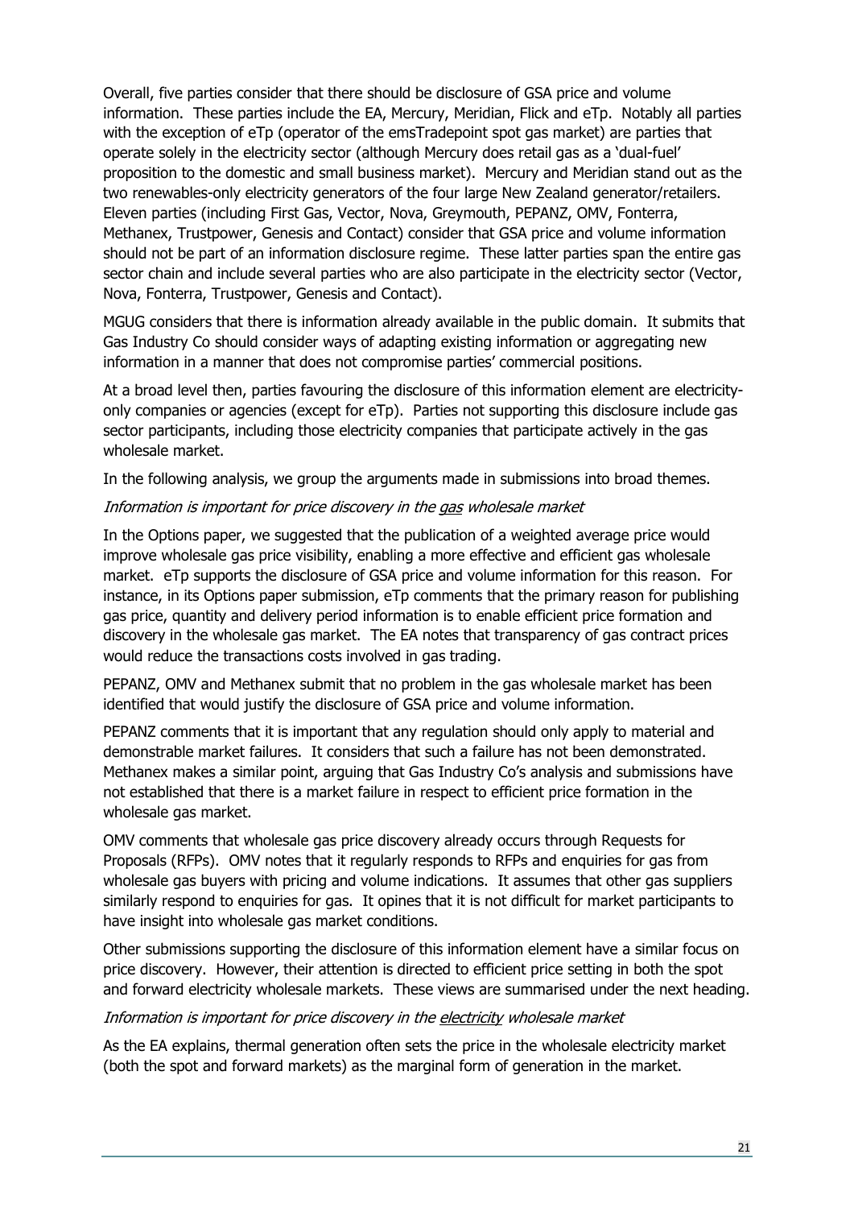Overall, five parties consider that there should be disclosure of GSA price and volume information. These parties include the EA, Mercury, Meridian, Flick and eTp. Notably all parties with the exception of eTp (operator of the emsTradepoint spot gas market) are parties that operate solely in the electricity sector (although Mercury does retail gas as a 'dual-fuel' proposition to the domestic and small business market). Mercury and Meridian stand out as the two renewables-only electricity generators of the four large New Zealand generator/retailers. Eleven parties (including First Gas, Vector, Nova, Greymouth, PEPANZ, OMV, Fonterra, Methanex, Trustpower, Genesis and Contact) consider that GSA price and volume information should not be part of an information disclosure regime. These latter parties span the entire gas sector chain and include several parties who are also participate in the electricity sector (Vector, Nova, Fonterra, Trustpower, Genesis and Contact).

MGUG considers that there is information already available in the public domain. It submits that Gas Industry Co should consider ways of adapting existing information or aggregating new information in a manner that does not compromise parties' commercial positions.

At a broad level then, parties favouring the disclosure of this information element are electricity-only companies or agencies (except for eTp). Parties not supporting this disclosure include gas sector participants, including those electricity companies that participate actively in the gas wholesale market.

In the following analysis, we group the arguments made in submissions into broad themes.

*Information is important for price discovery in the gas wholesale market*

In the Options paper, we suggested that the publication of a weighted average price would improve wholesale gas price visibility, enabling a more effective and efficient gas wholesale market. eTp supports the disclosure of GSA price and volume information for this reason. For instance, in its Options paper submission, eTp comments that the primary reason for publishing gas price, quantity and delivery period information is to enable efficient price formation and discovery in the wholesale gas market. The EA notes that transparency of gas contract prices would reduce the transactions costs involved in gas trading.

PEPANZ, OMV and Methanex submit that no problem in the gas wholesale market has been identified that would justify the disclosure of GSA price and volume information.

PEPANZ comments that it is important that any regulation should only apply to material and demonstrable market failures. It considers that such a failure has not been demonstrated. Methanex makes a similar point, arguing that Gas Industry Co's analysis and submissions have not established that there is a market failure in respect to efficient price formation in the wholesale gas market.

OMV comments that wholesale gas price discovery already occurs through Requests for Proposals (RFPs). OMV notes that it regularly responds to RFPs and enquiries for gas from wholesale gas buyers with pricing and volume indications. It assumes that other gas suppliers similarly respond to enquiries for gas. It opines that it is not difficult for market participants to have insight into wholesale gas market conditions.

Other submissions supporting the disclosure of this information element have a similar focus on price discovery. However, their attention is directed to efficient price setting in both the spot and forward electricity wholesale markets. These views are summarised under the next heading.

*Information is important for price discovery in the electricity wholesale market*

As the EA explains, thermal generation often sets the price in the wholesale electricity market (both the spot and forward markets) as the marginal form of generation in the market.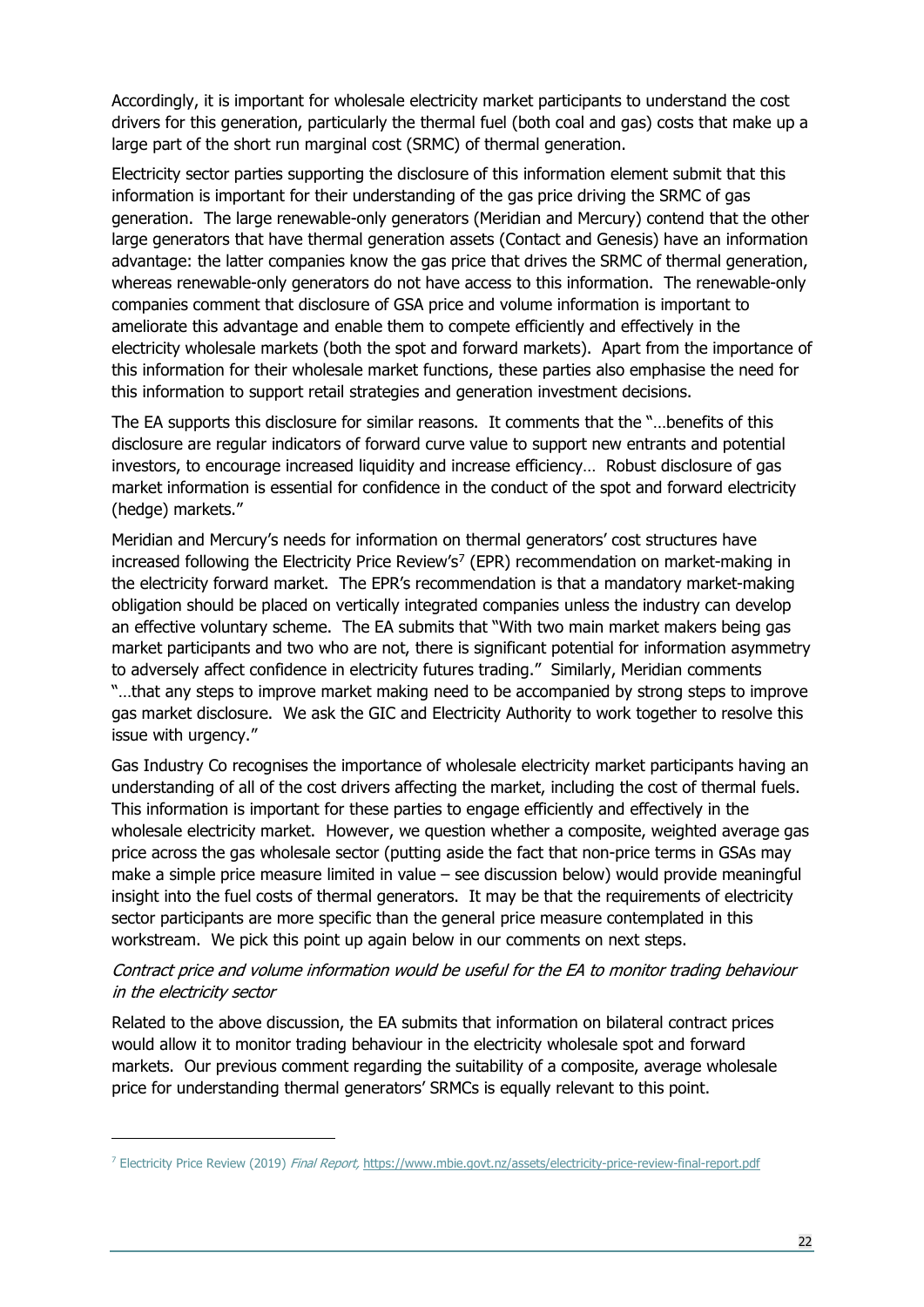Accordingly, it is important for wholesale electricity market participants to understand the cost drivers for this generation, particularly the thermal fuel (both coal and gas) costs that make up a large part of the short run marginal cost (SRMC) of thermal generation.

Electricity sector parties supporting the disclosure of this information element submit that this information is important for their understanding of the gas price driving the SRMC of gas generation. The large renewable-only generators (Meridian and Mercury) contend that the other large generators that have thermal generation assets (Contact and Genesis) have an information advantage: the latter companies know the gas price that drives the SRMC of thermal generation, whereas renewable-only generators do not have access to this information. The renewable-only companies comment that disclosure of GSA price and volume information is important to ameliorate this advantage and enable them to compete efficiently and effectively in the electricity wholesale markets (both the spot and forward markets). Apart from the importance of this information for their wholesale market functions, these parties also emphasise the need for this information to support retail strategies and generation investment decisions.

The EA supports this disclosure for similar reasons. It comments that the "…benefits of this disclosure are regular indicators of forward curve value to support new entrants and potential investors, to encourage increased liquidity and increase efficiency… Robust disclosure of gas market information is essential for confidence in the conduct of the spot and forward electricity (hedge) markets."

Meridian and Mercury's needs for information on thermal generators' cost structures have increased following the Electricity Price Review's[7] (EPR) recommendation on market-making in the electricity forward market. The EPR's recommendation is that a mandatory market-making obligation should be placed on vertically integrated companies unless the industry can develop an effective voluntary scheme. The EA submits that "With two main market makers being gas market participants and two who are not, there is significant potential for information asymmetry to adversely affect confidence in electricity futures trading." Similarly, Meridian comments "…that any steps to improve market making need to be accompanied by strong steps to improve gas market disclosure. We ask the GIC and Electricity Authority to work together to resolve this issue with urgency."

Gas Industry Co recognises the importance of wholesale electricity market participants having an understanding of all of the cost drivers affecting the market, including the cost of thermal fuels. This information is important for these parties to engage efficiently and effectively in the wholesale electricity market. However, we question whether a composite, weighted average gas price across the gas wholesale sector (putting aside the fact that non-price terms in GSAs may make a simple price measure limited in value – see discussion below) would provide meaningful insight into the fuel costs of thermal generators. It may be that the requirements of electricity sector participants are more specific than the general price measure contemplated in this workstream. We pick this point up again below in our comments on next steps.

*Contract price and volume information would be useful for the EA to monitor trading behaviour in the electricity sector*

Related to the above discussion, the EA submits that information on bilateral contract prices would allow it to monitor trading behaviour in the electricity wholesale spot and forward markets. Our previous comment regarding the suitability of a composite, average wholesale price for understanding thermal generators' SRMCs is equally relevant to this point.

[7] Electricity Price Review (2019) *Final Report,* https://www.mbie.govt.nz/assets/electricity-price-review-final-report.pdf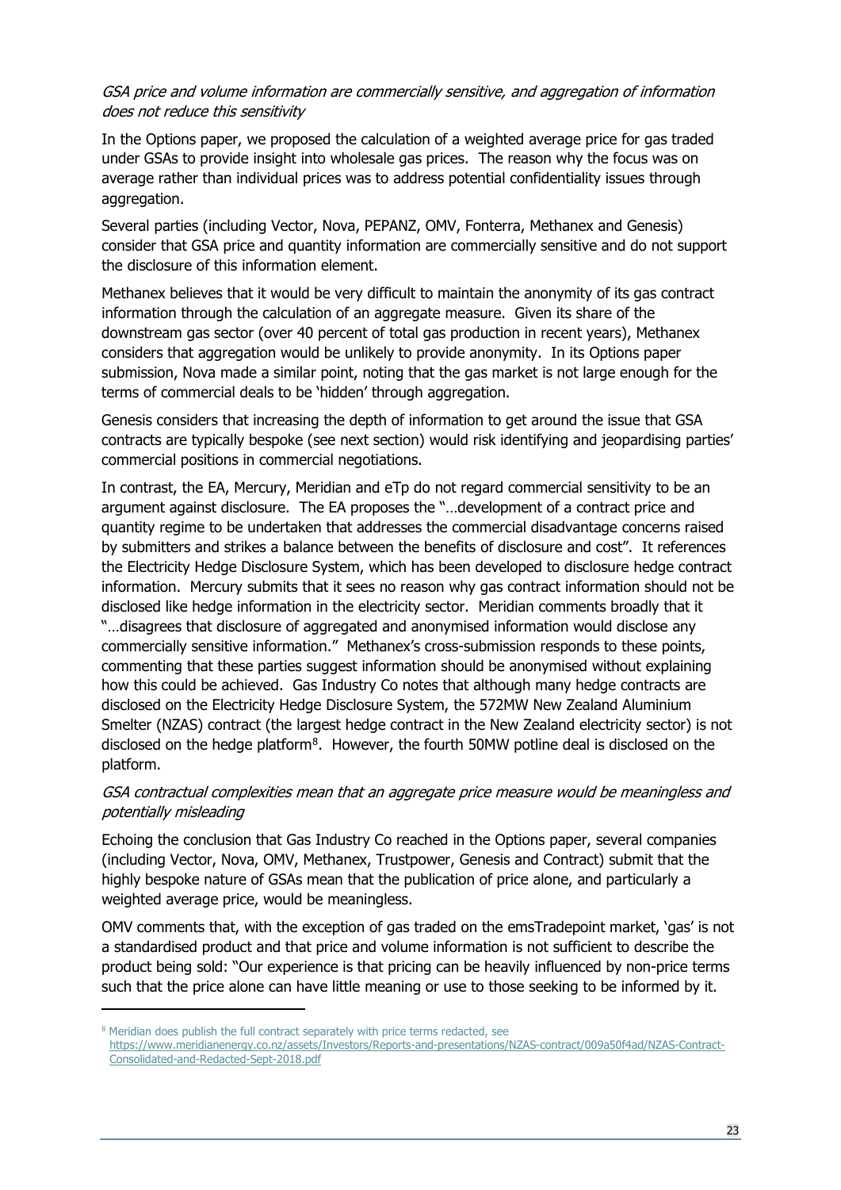*GSA price and volume information are commercially sensitive, and aggregation of information does not reduce this sensitivity*

In the Options paper, we proposed the calculation of a weighted average price for gas traded under GSAs to provide insight into wholesale gas prices. The reason why the focus was on average rather than individual prices was to address potential confidentiality issues through aggregation.

Several parties (including Vector, Nova, PEPANZ, OMV, Fonterra, Methanex and Genesis) consider that GSA price and quantity information are commercially sensitive and do not support the disclosure of this information element.

Methanex believes that it would be very difficult to maintain the anonymity of its gas contract information through the calculation of an aggregate measure. Given its share of the downstream gas sector (over 40 percent of total gas production in recent years), Methanex considers that aggregation would be unlikely to provide anonymity. In its Options paper submission, Nova made a similar point, noting that the gas market is not large enough for the terms of commercial deals to be 'hidden' through aggregation.

Genesis considers that increasing the depth of information to get around the issue that GSA contracts are typically bespoke (see next section) would risk identifying and jeopardising parties' commercial positions in commercial negotiations.

In contrast, the EA, Mercury, Meridian and eTp do not regard commercial sensitivity to be an argument against disclosure. The EA proposes the "…development of a contract price and quantity regime to be undertaken that addresses the commercial disadvantage concerns raised by submitters and strikes a balance between the benefits of disclosure and cost". It references the Electricity Hedge Disclosure System, which has been developed to disclosure hedge contract information. Mercury submits that it sees no reason why gas contract information should not be disclosed like hedge information in the electricity sector. Meridian comments broadly that it "…disagrees that disclosure of aggregated and anonymised information would disclose any commercially sensitive information." Methanex's cross-submission responds to these points, commenting that these parties suggest information should be anonymised without explaining how this could be achieved. Gas Industry Co notes that although many hedge contracts are disclosed on the Electricity Hedge Disclosure System, the 572MW New Zealand Aluminium Smelter (NZAS) contract (the largest hedge contract in the New Zealand electricity sector) is not disclosed on the hedge platform[8]. However, the fourth 50MW potline deal is disclosed on the platform.

*GSA contractual complexities mean that an aggregate price measure would be meaningless and potentially misleading*

Echoing the conclusion that Gas Industry Co reached in the Options paper, several companies (including Vector, Nova, OMV, Methanex, Trustpower, Genesis and Contract) submit that the highly bespoke nature of GSAs mean that the publication of price alone, and particularly a weighted average price, would be meaningless.

OMV comments that, with the exception of gas traded on the emsTradepoint market, 'gas' is not a standardised product and that price and volume information is not sufficient to describe the product being sold: "Our experience is that pricing can be heavily influenced by non-price terms such that the price alone can have little meaning or use to those seeking to be informed by it.

[8] Meridian does publish the full contract separately with price terms redacted, see https://www.meridianenergy.co.nz/assets/Investors/Reports-and-presentations/NZAS-contract/009a50f4ad/NZAS-Contract-Consolidated-and-Redacted-Sept-2018.pdf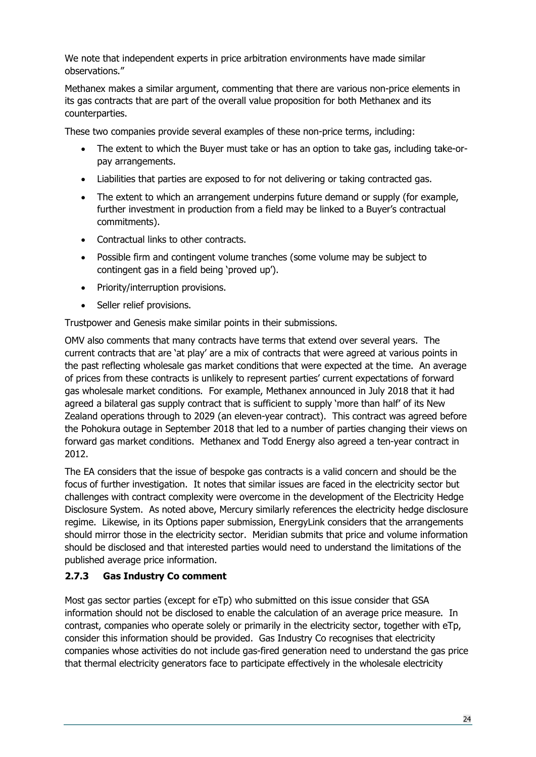We note that independent experts in price arbitration environments have made similar observations."

Methanex makes a similar argument, commenting that there are various non-price elements in its gas contracts that are part of the overall value proposition for both Methanex and its counterparties.

These two companies provide several examples of these non-price terms, including:

- The extent to which the Buyer must take or has an option to take gas, including take-or-pay arrangements.
- Liabilities that parties are exposed to for not delivering or taking contracted gas.
- The extent to which an arrangement underpins future demand or supply (for example, further investment in production from a field may be linked to a Buyer's contractual commitments).
- Contractual links to other contracts.
- Possible firm and contingent volume tranches (some volume may be subject to contingent gas in a field being 'proved up').
- Priority/interruption provisions.
- Seller relief provisions.

Trustpower and Genesis make similar points in their submissions.

OMV also comments that many contracts have terms that extend over several years. The current contracts that are 'at play' are a mix of contracts that were agreed at various points in the past reflecting wholesale gas market conditions that were expected at the time. An average of prices from these contracts is unlikely to represent parties' current expectations of forward gas wholesale market conditions. For example, Methanex announced in July 2018 that it had agreed a bilateral gas supply contract that is sufficient to supply 'more than half' of its New Zealand operations through to 2029 (an eleven-year contract). This contract was agreed before the Pohokura outage in September 2018 that led to a number of parties changing their views on forward gas market conditions. Methanex and Todd Energy also agreed a ten-year contract in 2012.

The EA considers that the issue of bespoke gas contracts is a valid concern and should be the focus of further investigation. It notes that similar issues are faced in the electricity sector but challenges with contract complexity were overcome in the development of the Electricity Hedge Disclosure System. As noted above, Mercury similarly references the electricity hedge disclosure regime. Likewise, in its Options paper submission, EnergyLink considers that the arrangements should mirror those in the electricity sector. Meridian submits that price and volume information should be disclosed and that interested parties would need to understand the limitations of the published average price information.

### 2.7.3 Gas Industry Co comment

Most gas sector parties (except for eTp) who submitted on this issue consider that GSA information should not be disclosed to enable the calculation of an average price measure. In contrast, companies who operate solely or primarily in the electricity sector, together with eTp, consider this information should be provided. Gas Industry Co recognises that electricity companies whose activities do not include gas-fired generation need to understand the gas price that thermal electricity generators face to participate effectively in the wholesale electricity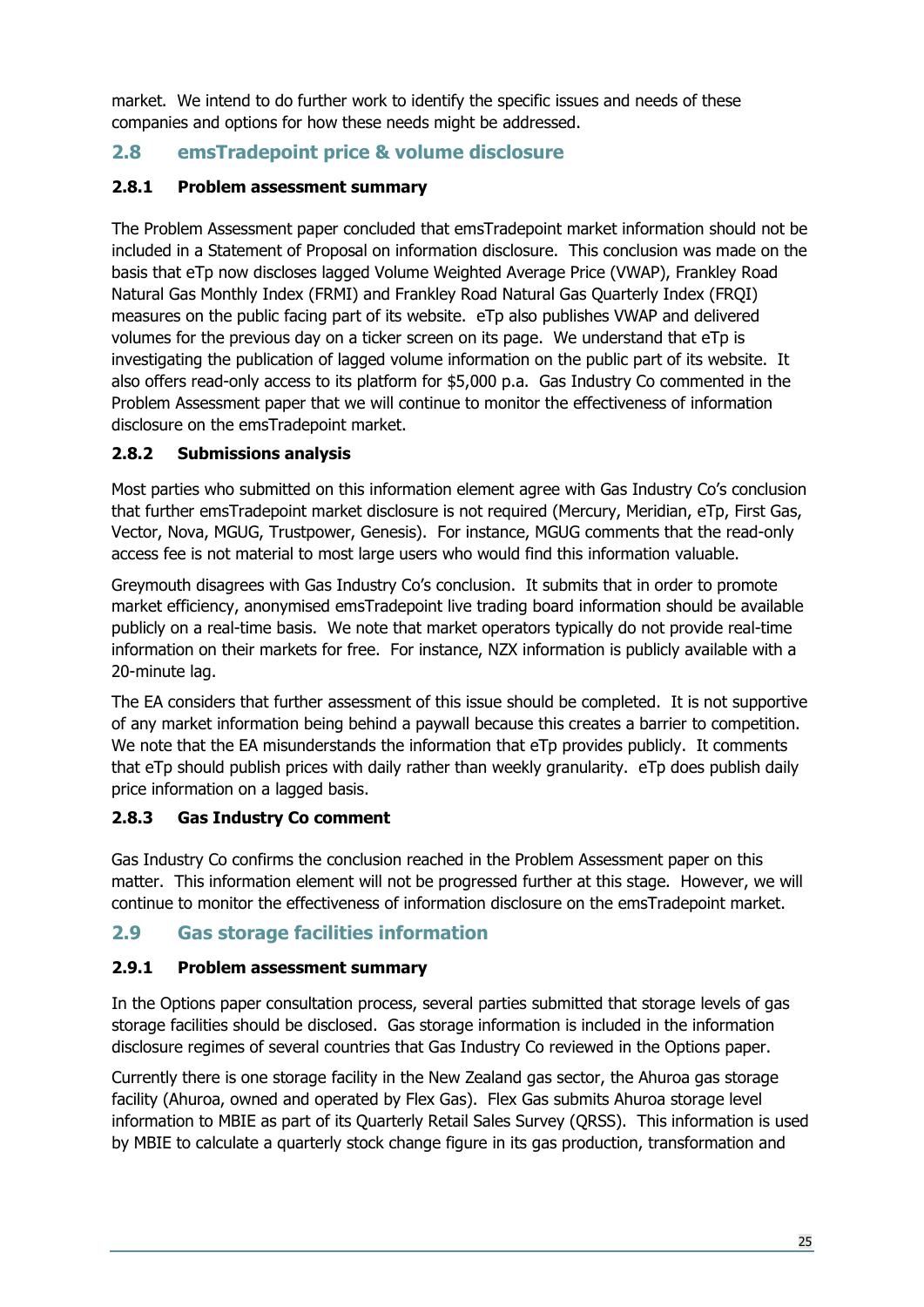market. We intend to do further work to identify the specific issues and needs of these companies and options for how these needs might be addressed.

## 2.8 emsTradepoint price & volume disclosure

### 2.8.1 Problem assessment summary

The Problem Assessment paper concluded that emsTradepoint market information should not be included in a Statement of Proposal on information disclosure. This conclusion was made on the basis that eTp now discloses lagged Volume Weighted Average Price (VWAP), Frankley Road Natural Gas Monthly Index (FRMI) and Frankley Road Natural Gas Quarterly Index (FRQI) measures on the public facing part of its website. eTp also publishes VWAP and delivered volumes for the previous day on a ticker screen on its page. We understand that eTp is investigating the publication of lagged volume information on the public part of its website. It also offers read-only access to its platform for $5,000 p.a. Gas Industry Co commented in the Problem Assessment paper that we will continue to monitor the effectiveness of information disclosure on the emsTradepoint market.

### 2.8.2 Submissions analysis

Most parties who submitted on this information element agree with Gas Industry Co's conclusion that further emsTradepoint market disclosure is not required (Mercury, Meridian, eTp, First Gas, Vector, Nova, MGUG, Trustpower, Genesis). For instance, MGUG comments that the read-only access fee is not material to most large users who would find this information valuable.

Greymouth disagrees with Gas Industry Co's conclusion. It submits that in order to promote market efficiency, anonymised emsTradepoint live trading board information should be available publicly on a real-time basis. We note that market operators typically do not provide real-time information on their markets for free. For instance, NZX information is publicly available with a 20-minute lag.

The EA considers that further assessment of this issue should be completed. It is not supportive of any market information being behind a paywall because this creates a barrier to competition. We note that the EA misunderstands the information that eTp provides publicly. It comments that eTp should publish prices with daily rather than weekly granularity. eTp does publish daily price information on a lagged basis.

### 2.8.3 Gas Industry Co comment

Gas Industry Co confirms the conclusion reached in the Problem Assessment paper on this matter. This information element will not be progressed further at this stage. However, we will continue to monitor the effectiveness of information disclosure on the emsTradepoint market.

## 2.9 Gas storage facilities information

### 2.9.1 Problem assessment summary

In the Options paper consultation process, several parties submitted that storage levels of gas storage facilities should be disclosed. Gas storage information is included in the information disclosure regimes of several countries that Gas Industry Co reviewed in the Options paper.

Currently there is one storage facility in the New Zealand gas sector, the Ahuroa gas storage facility (Ahuroa, owned and operated by Flex Gas). Flex Gas submits Ahuroa storage level information to MBIE as part of its Quarterly Retail Sales Survey (QRSS). This information is used by MBIE to calculate a quarterly stock change figure in its gas production, transformation and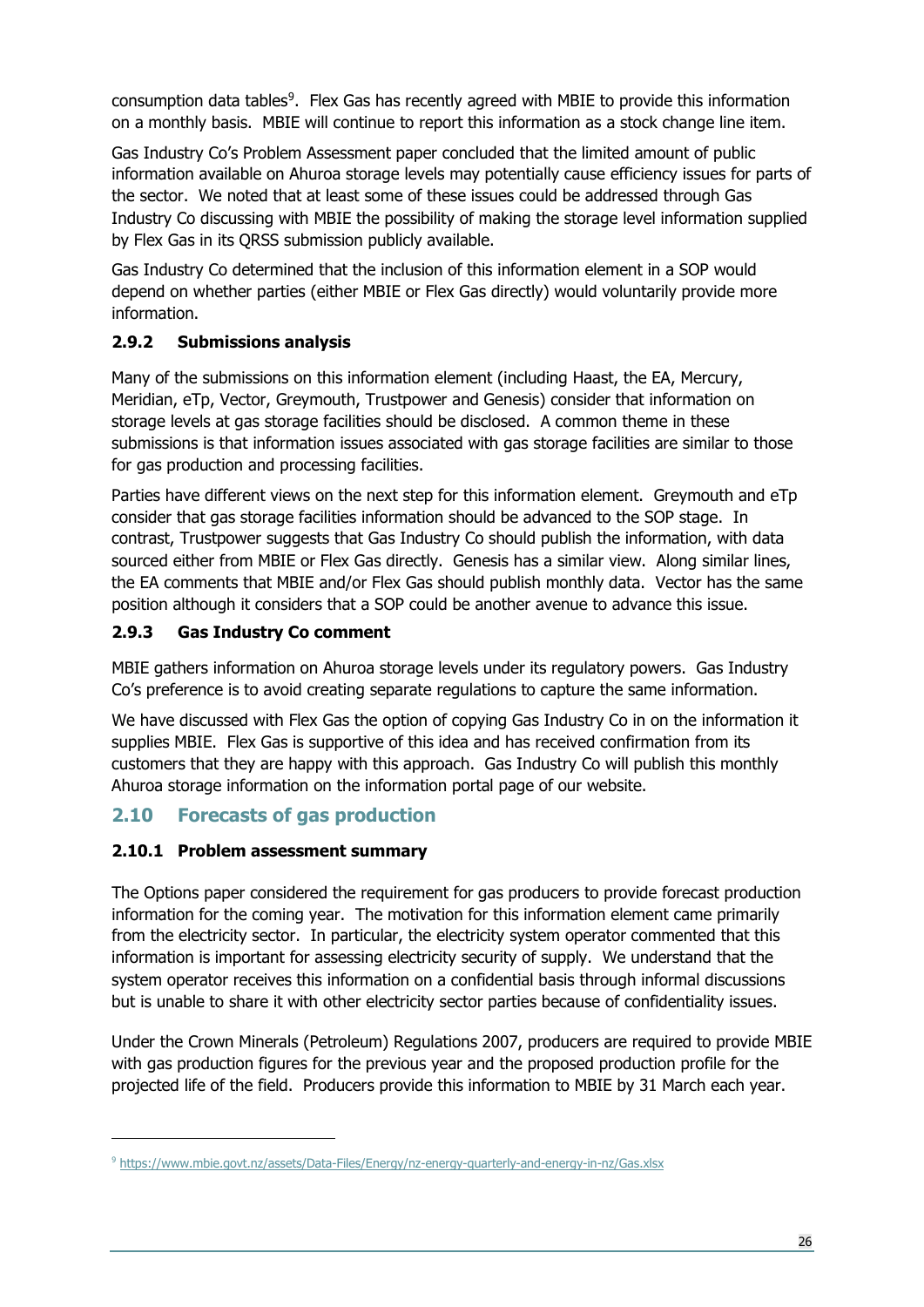consumption data tables[9]. Flex Gas has recently agreed with MBIE to provide this information on a monthly basis. MBIE will continue to report this information as a stock change line item.

Gas Industry Co's Problem Assessment paper concluded that the limited amount of public information available on Ahuroa storage levels may potentially cause efficiency issues for parts of the sector. We noted that at least some of these issues could be addressed through Gas Industry Co discussing with MBIE the possibility of making the storage level information supplied by Flex Gas in its QRSS submission publicly available.

Gas Industry Co determined that the inclusion of this information element in a SOP would depend on whether parties (either MBIE or Flex Gas directly) would voluntarily provide more information.

### 2.9.2 Submissions analysis

Many of the submissions on this information element (including Haast, the EA, Mercury, Meridian, eTp, Vector, Greymouth, Trustpower and Genesis) consider that information on storage levels at gas storage facilities should be disclosed. A common theme in these submissions is that information issues associated with gas storage facilities are similar to those for gas production and processing facilities.

Parties have different views on the next step for this information element. Greymouth and eTp consider that gas storage facilities information should be advanced to the SOP stage. In contrast, Trustpower suggests that Gas Industry Co should publish the information, with data sourced either from MBIE or Flex Gas directly. Genesis has a similar view. Along similar lines, the EA comments that MBIE and/or Flex Gas should publish monthly data. Vector has the same position although it considers that a SOP could be another avenue to advance this issue.

### 2.9.3 Gas Industry Co comment

MBIE gathers information on Ahuroa storage levels under its regulatory powers. Gas Industry Co's preference is to avoid creating separate regulations to capture the same information.

We have discussed with Flex Gas the option of copying Gas Industry Co in on the information it supplies MBIE. Flex Gas is supportive of this idea and has received confirmation from its customers that they are happy with this approach. Gas Industry Co will publish this monthly Ahuroa storage information on the information portal page of our website.

## 2.10 Forecasts of gas production

### 2.10.1 Problem assessment summary

The Options paper considered the requirement for gas producers to provide forecast production information for the coming year. The motivation for this information element came primarily from the electricity sector. In particular, the electricity system operator commented that this information is important for assessing electricity security of supply. We understand that the system operator receives this information on a confidential basis through informal discussions but is unable to share it with other electricity sector parties because of confidentiality issues.

Under the Crown Minerals (Petroleum) Regulations 2007, producers are required to provide MBIE with gas production figures for the previous year and the proposed production profile for the projected life of the field. Producers provide this information to MBIE by 31 March each year.

---

[9] https://www.mbie.govt.nz/assets/Data-Files/Energy/nz-energy-quarterly-and-energy-in-nz/Gas.xlsx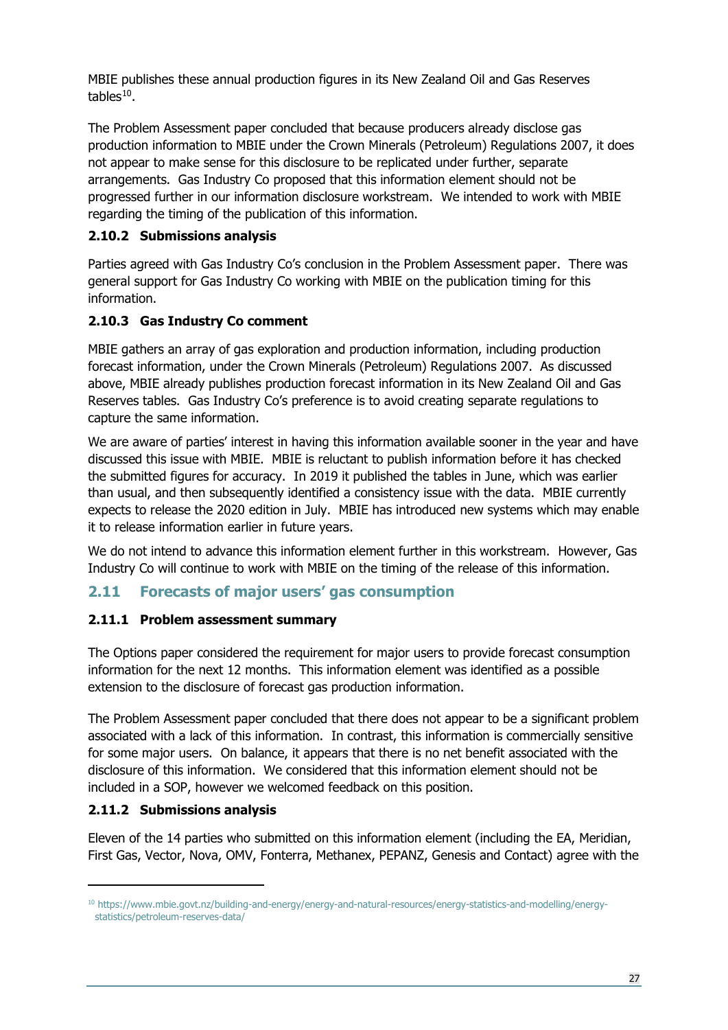MBIE publishes these annual production figures in its New Zealand Oil and Gas Reserves tables[10].

The Problem Assessment paper concluded that because producers already disclose gas production information to MBIE under the Crown Minerals (Petroleum) Regulations 2007, it does not appear to make sense for this disclosure to be replicated under further, separate arrangements. Gas Industry Co proposed that this information element should not be progressed further in our information disclosure workstream. We intended to work with MBIE regarding the timing of the publication of this information.

#### 2.10.2 Submissions analysis

Parties agreed with Gas Industry Co's conclusion in the Problem Assessment paper. There was general support for Gas Industry Co working with MBIE on the publication timing for this information.

#### 2.10.3 Gas Industry Co comment

MBIE gathers an array of gas exploration and production information, including production forecast information, under the Crown Minerals (Petroleum) Regulations 2007. As discussed above, MBIE already publishes production forecast information in its New Zealand Oil and Gas Reserves tables. Gas Industry Co's preference is to avoid creating separate regulations to capture the same information.

We are aware of parties' interest in having this information available sooner in the year and have discussed this issue with MBIE. MBIE is reluctant to publish information before it has checked the submitted figures for accuracy. In 2019 it published the tables in June, which was earlier than usual, and then subsequently identified a consistency issue with the data. MBIE currently expects to release the 2020 edition in July. MBIE has introduced new systems which may enable it to release information earlier in future years.

We do not intend to advance this information element further in this workstream. However, Gas Industry Co will continue to work with MBIE on the timing of the release of this information.

### 2.11 Forecasts of major users' gas consumption

#### 2.11.1 Problem assessment summary

The Options paper considered the requirement for major users to provide forecast consumption information for the next 12 months. This information element was identified as a possible extension to the disclosure of forecast gas production information.

The Problem Assessment paper concluded that there does not appear to be a significant problem associated with a lack of this information. In contrast, this information is commercially sensitive for some major users. On balance, it appears that there is no net benefit associated with the disclosure of this information. We considered that this information element should not be included in a SOP, however we welcomed feedback on this position.

#### 2.11.2 Submissions analysis

Eleven of the 14 parties who submitted on this information element (including the EA, Meridian, First Gas, Vector, Nova, OMV, Fonterra, Methanex, PEPANZ, Genesis and Contact) agree with the

[10] https://www.mbie.govt.nz/building-and-energy/energy-and-natural-resources/energy-statistics-and-modelling/energy-statistics/petroleum-reserves-data/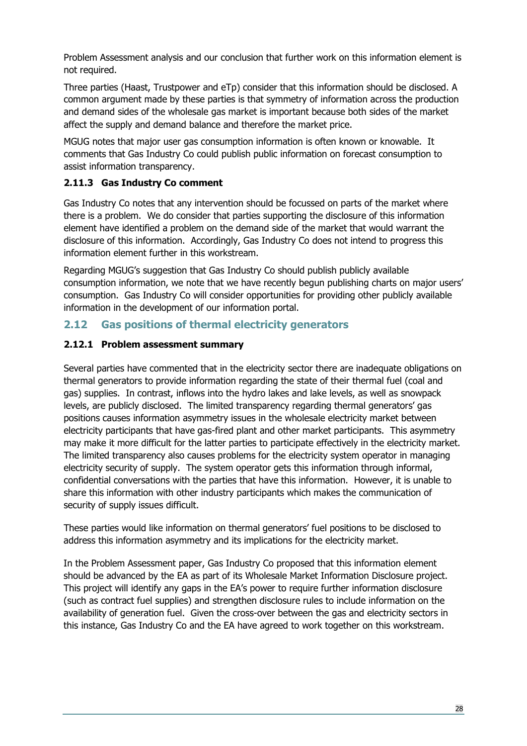Problem Assessment analysis and our conclusion that further work on this information element is not required.

Three parties (Haast, Trustpower and eTp) consider that this information should be disclosed. A common argument made by these parties is that symmetry of information across the production and demand sides of the wholesale gas market is important because both sides of the market affect the supply and demand balance and therefore the market price.

MGUG notes that major user gas consumption information is often known or knowable. It comments that Gas Industry Co could publish public information on forecast consumption to assist information transparency.

### 2.11.3 Gas Industry Co comment

Gas Industry Co notes that any intervention should be focussed on parts of the market where there is a problem. We do consider that parties supporting the disclosure of this information element have identified a problem on the demand side of the market that would warrant the disclosure of this information. Accordingly, Gas Industry Co does not intend to progress this information element further in this workstream.

Regarding MGUG's suggestion that Gas Industry Co should publish publicly available consumption information, we note that we have recently begun publishing charts on major users' consumption. Gas Industry Co will consider opportunities for providing other publicly available information in the development of our information portal.

## 2.12 Gas positions of thermal electricity generators

### 2.12.1 Problem assessment summary

Several parties have commented that in the electricity sector there are inadequate obligations on thermal generators to provide information regarding the state of their thermal fuel (coal and gas) supplies. In contrast, inflows into the hydro lakes and lake levels, as well as snowpack levels, are publicly disclosed. The limited transparency regarding thermal generators' gas positions causes information asymmetry issues in the wholesale electricity market between electricity participants that have gas-fired plant and other market participants. This asymmetry may make it more difficult for the latter parties to participate effectively in the electricity market. The limited transparency also causes problems for the electricity system operator in managing electricity security of supply. The system operator gets this information through informal, confidential conversations with the parties that have this information. However, it is unable to share this information with other industry participants which makes the communication of security of supply issues difficult.

These parties would like information on thermal generators' fuel positions to be disclosed to address this information asymmetry and its implications for the electricity market.

In the Problem Assessment paper, Gas Industry Co proposed that this information element should be advanced by the EA as part of its Wholesale Market Information Disclosure project. This project will identify any gaps in the EA's power to require further information disclosure (such as contract fuel supplies) and strengthen disclosure rules to include information on the availability of generation fuel. Given the cross-over between the gas and electricity sectors in this instance, Gas Industry Co and the EA have agreed to work together on this workstream.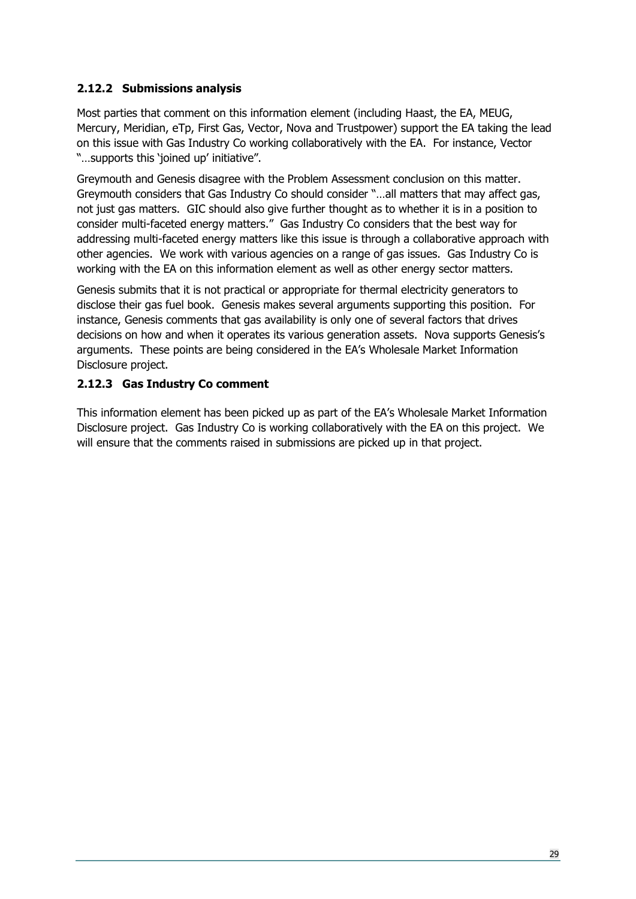### 2.12.2 Submissions analysis

Most parties that comment on this information element (including Haast, the EA, MEUG, Mercury, Meridian, eTp, First Gas, Vector, Nova and Trustpower) support the EA taking the lead on this issue with Gas Industry Co working collaboratively with the EA. For instance, Vector "…supports this 'joined up' initiative".

Greymouth and Genesis disagree with the Problem Assessment conclusion on this matter. Greymouth considers that Gas Industry Co should consider "…all matters that may affect gas, not just gas matters. GIC should also give further thought as to whether it is in a position to consider multi-faceted energy matters." Gas Industry Co considers that the best way for addressing multi-faceted energy matters like this issue is through a collaborative approach with other agencies. We work with various agencies on a range of gas issues. Gas Industry Co is working with the EA on this information element as well as other energy sector matters.

Genesis submits that it is not practical or appropriate for thermal electricity generators to disclose their gas fuel book. Genesis makes several arguments supporting this position. For instance, Genesis comments that gas availability is only one of several factors that drives decisions on how and when it operates its various generation assets. Nova supports Genesis's arguments. These points are being considered in the EA's Wholesale Market Information Disclosure project.

### 2.12.3 Gas Industry Co comment

This information element has been picked up as part of the EA's Wholesale Market Information Disclosure project. Gas Industry Co is working collaboratively with the EA on this project. We will ensure that the comments raised in submissions are picked up in that project.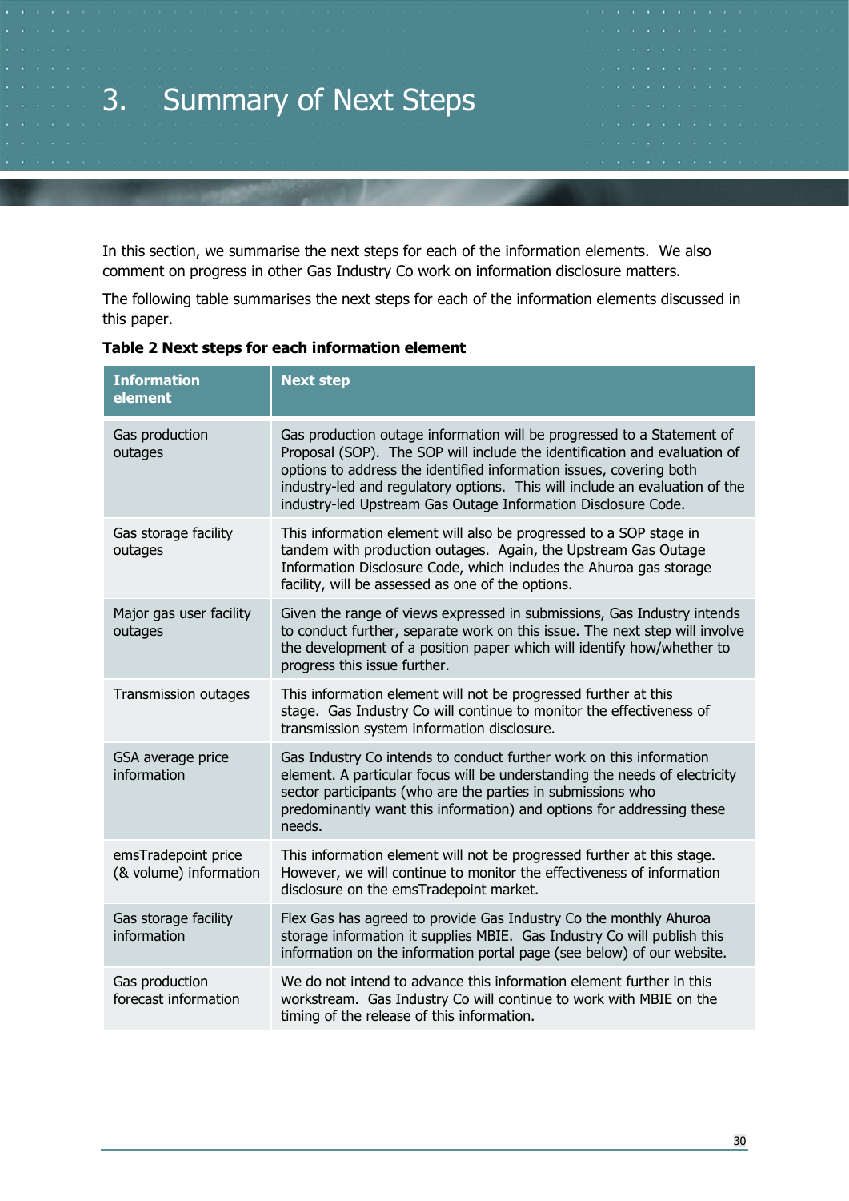# 3. Summary of Next Steps

In this section, we summarise the next steps for each of the information elements. We also comment on progress in other Gas Industry Co work on information disclosure matters.

The following table summarises the next steps for each of the information elements discussed in this paper.

**Table 2 Next steps for each information element**

| Information element | Next step |
|---|---|
| Gas production outages | Gas production outage information will be progressed to a Statement of Proposal (SOP). The SOP will include the identification and evaluation of options to address the identified information issues, covering both industry-led and regulatory options. This will include an evaluation of the industry-led Upstream Gas Outage Information Disclosure Code. |
| Gas storage facility outages | This information element will also be progressed to a SOP stage in tandem with production outages. Again, the Upstream Gas Outage Information Disclosure Code, which includes the Ahuroa gas storage facility, will be assessed as one of the options. |
| Major gas user facility outages | Given the range of views expressed in submissions, Gas Industry intends to conduct further, separate work on this issue. The next step will involve the development of a position paper which will identify how/whether to progress this issue further. |
| Transmission outages | This information element will not be progressed further at this stage. Gas Industry Co will continue to monitor the effectiveness of transmission system information disclosure. |
| GSA average price information | Gas Industry Co intends to conduct further work on this information element. A particular focus will be understanding the needs of electricity sector participants (who are the parties in submissions who predominantly want this information) and options for addressing these needs. |
| emsTradepoint price (& volume) information | This information element will not be progressed further at this stage. However, we will continue to monitor the effectiveness of information disclosure on the emsTradepoint market. |
| Gas storage facility information | Flex Gas has agreed to provide Gas Industry Co the monthly Ahuroa storage information it supplies MBIE. Gas Industry Co will publish this information on the information portal page (see below) of our website. |
| Gas production forecast information | We do not intend to advance this information element further in this workstream. Gas Industry Co will continue to work with MBIE on the timing of the release of this information. |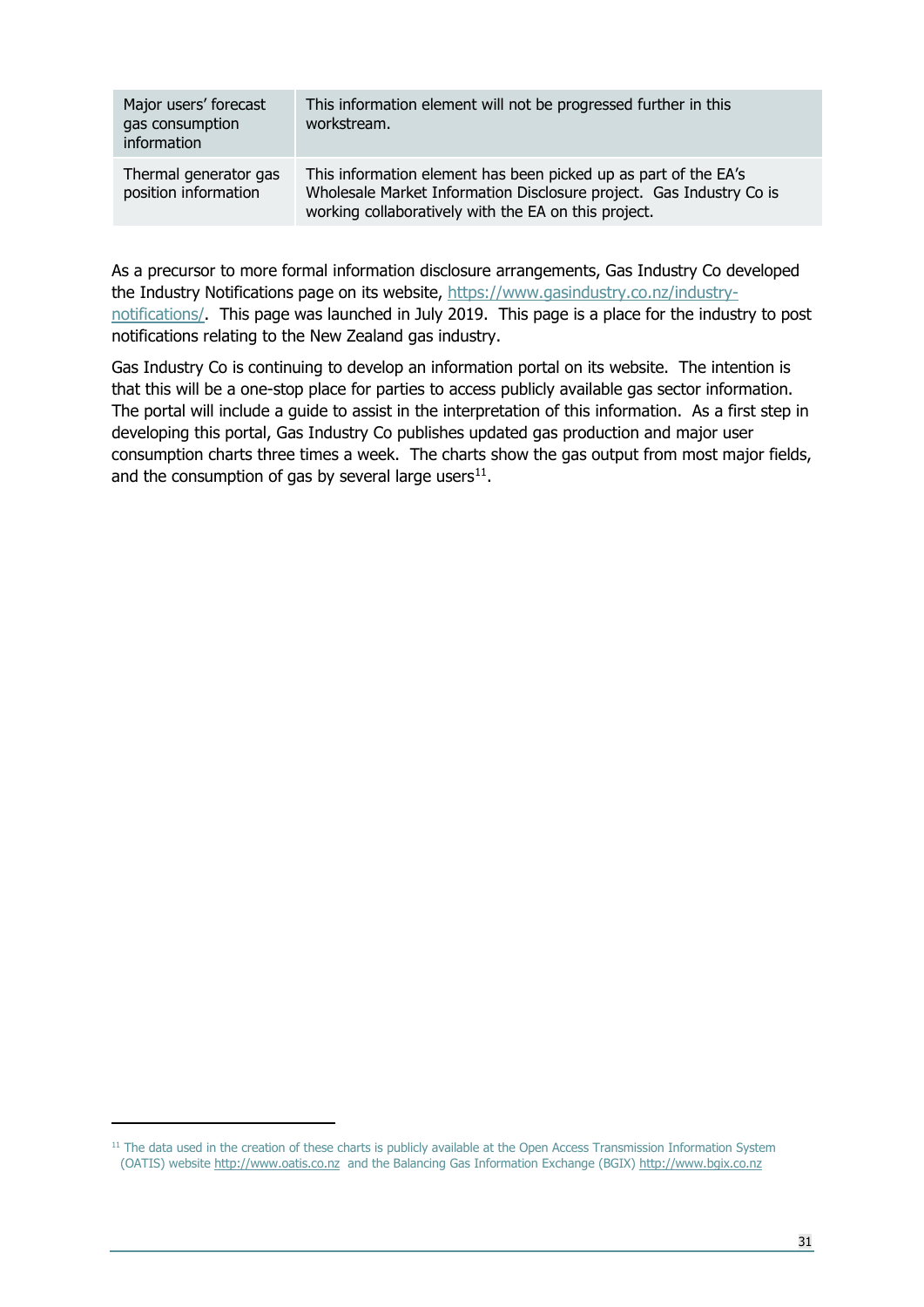| Major users' forecast gas consumption information | This information element will not be progressed further in this workstream. |
|---|---|
| Thermal generator gas position information | This information element has been picked up as part of the EA's Wholesale Market Information Disclosure project. Gas Industry Co is working collaboratively with the EA on this project. |

As a precursor to more formal information disclosure arrangements, Gas Industry Co developed the Industry Notifications page on its website, https://www.gasindustry.co.nz/industry-notifications/. This page was launched in July 2019. This page is a place for the industry to post notifications relating to the New Zealand gas industry.

Gas Industry Co is continuing to develop an information portal on its website. The intention is that this will be a one-stop place for parties to access publicly available gas sector information. The portal will include a guide to assist in the interpretation of this information. As a first step in developing this portal, Gas Industry Co publishes updated gas production and major user consumption charts three times a week. The charts show the gas output from most major fields, and the consumption of gas by several large users[11].

[11] The data used in the creation of these charts is publicly available at the Open Access Transmission Information System (OATIS) website http://www.oatis.co.nz and the Balancing Gas Information Exchange (BGIX) http://www.bgix.co.nz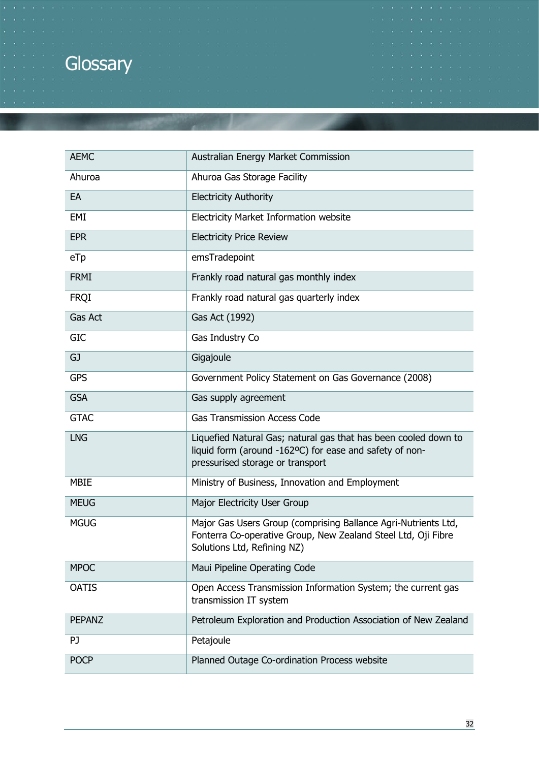# Glossary

| | |
|---|---|
| AEMC | Australian Energy Market Commission |
| Ahuroa | Ahuroa Gas Storage Facility |
| EA | Electricity Authority |
| EMI | Electricity Market Information website |
| EPR | Electricity Price Review |
| eTp | emsTradepoint |
| FRMI | Frankly road natural gas monthly index |
| FRQI | Frankly road natural gas quarterly index |
| Gas Act | Gas Act (1992) |
| GIC | Gas Industry Co |
| GJ | Gigajoule |
| GPS | Government Policy Statement on Gas Governance (2008) |
| GSA | Gas supply agreement |
| GTAC | Gas Transmission Access Code |
| LNG | Liquefied Natural Gas; natural gas that has been cooled down to liquid form (around -162ºC) for ease and safety of non-pressurised storage or transport |
| MBIE | Ministry of Business, Innovation and Employment |
| MEUG | Major Electricity User Group |
| MGUG | Major Gas Users Group (comprising Ballance Agri-Nutrients Ltd, Fonterra Co-operative Group, New Zealand Steel Ltd, Oji Fibre Solutions Ltd, Refining NZ) |
| MPOC | Maui Pipeline Operating Code |
| OATIS | Open Access Transmission Information System; the current gas transmission IT system |
| PEPANZ | Petroleum Exploration and Production Association of New Zealand |
| PJ | Petajoule |
| POCP | Planned Outage Co-ordination Process website |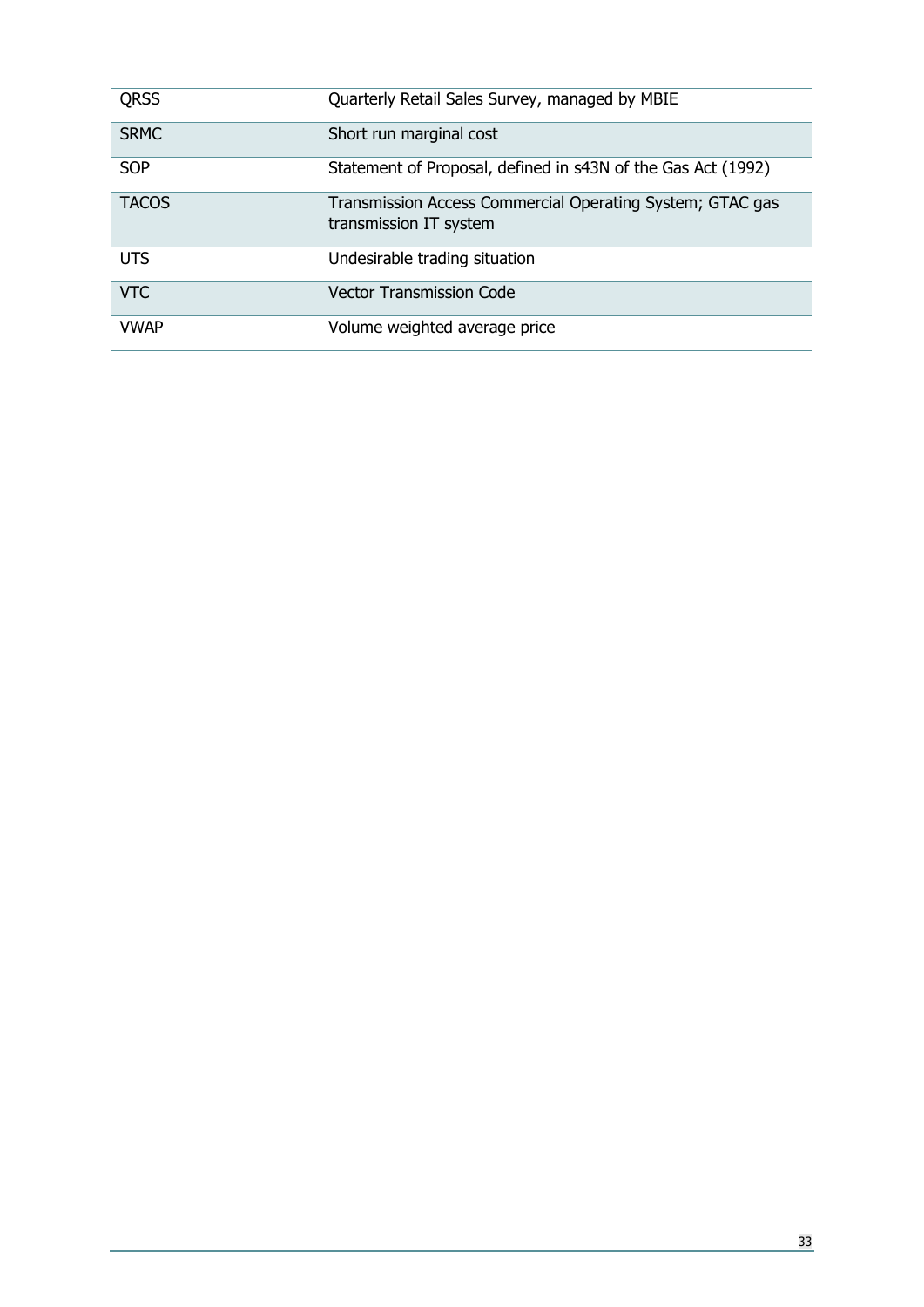| | |
|---|---|
| QRSS | Quarterly Retail Sales Survey, managed by MBIE |
| SRMC | Short run marginal cost |
| SOP | Statement of Proposal, defined in s43N of the Gas Act (1992) |
| TACOS | Transmission Access Commercial Operating System; GTAC gas transmission IT system |
| UTS | Undesirable trading situation |
| VTC | Vector Transmission Code |
| VWAP | Volume weighted average price |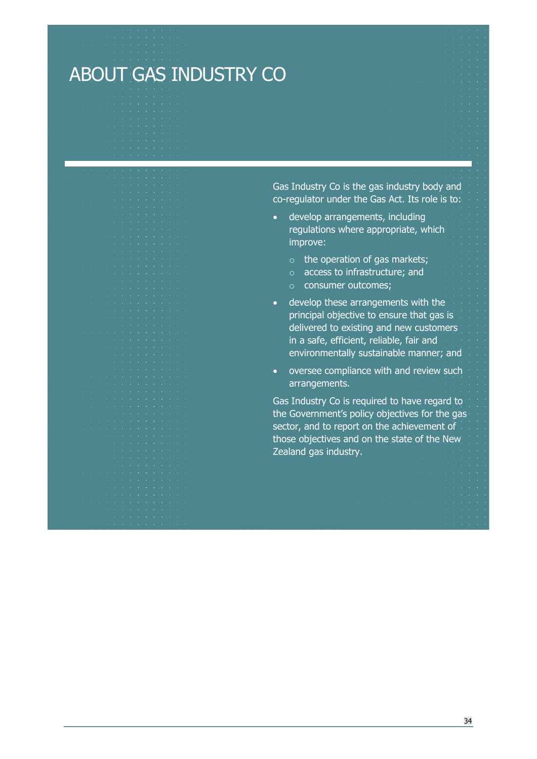# ABOUT GAS INDUSTRY CO

Gas Industry Co is the gas industry body and co-regulator under the Gas Act. Its role is to:

- develop arrangements, including regulations where appropriate, which improve:
  - the operation of gas markets;
  - access to infrastructure; and
  - consumer outcomes;
- develop these arrangements with the principal objective to ensure that gas is delivered to existing and new customers in a safe, efficient, reliable, fair and environmentally sustainable manner; and
- oversee compliance with and review such arrangements.

Gas Industry Co is required to have regard to the Government's policy objectives for the gas sector, and to report on the achievement of those objectives and on the state of the New Zealand gas industry.